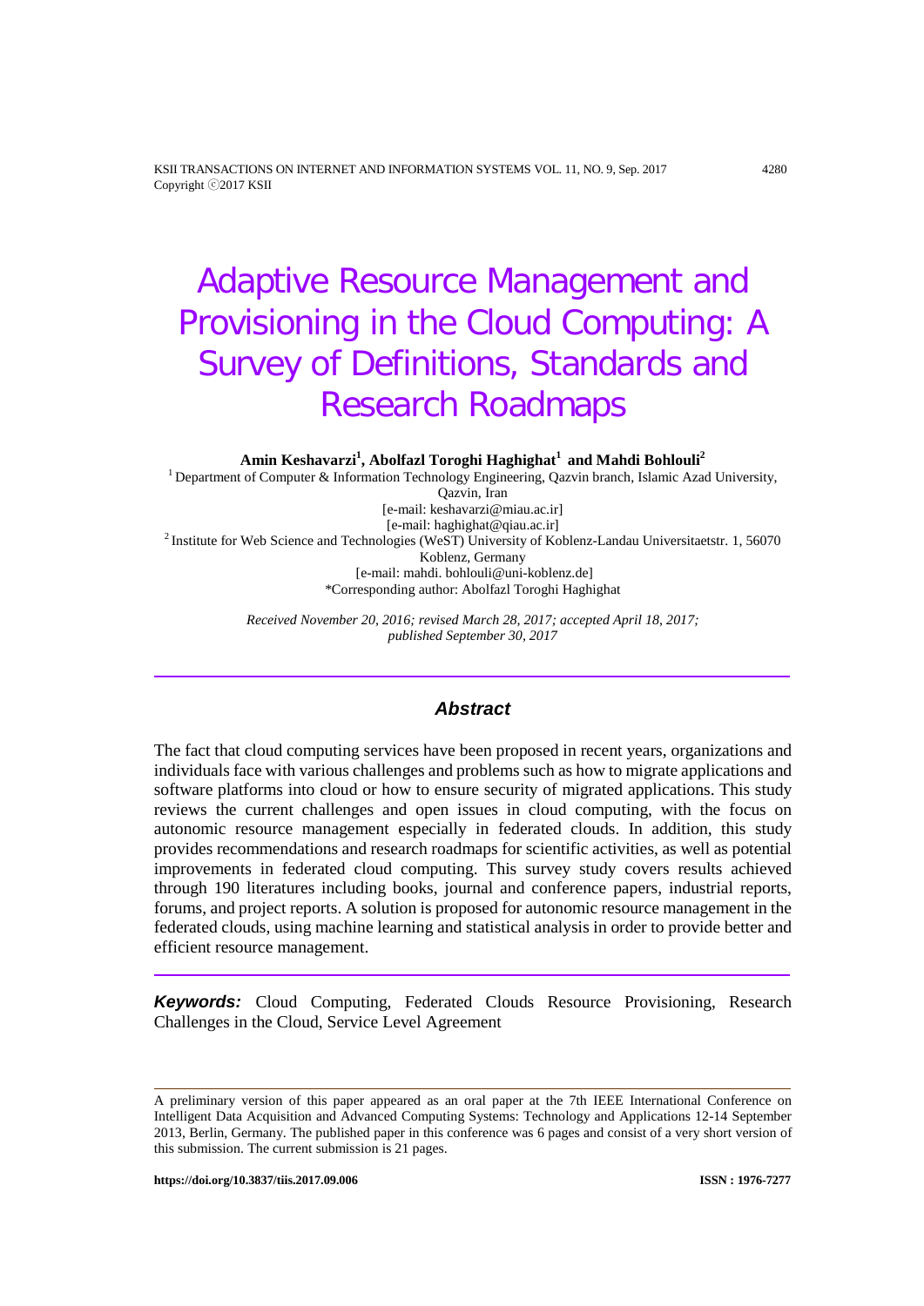# Adaptive Resource Management and Provisioning in the Cloud Computing: A Survey of Definitions, Standards and Research Roadmaps

**Amin Keshavarzi[1], Abolfazl Toroghi Haghighat[1] and Mahdi Bohlouli[2]**

[1] Department of Computer & Information Technology Engineering, Qazvin branch, Islamic Azad University, Qazvin, Iran
[e-mail: keshavarzi@miau.ac.ir]
[e-mail: haghighat@qiau.ac.ir]

[2] Institute for Web Science and Technologies (WeST) University of Koblenz-Landau Universitaetstr. 1, 56070 Koblenz, Germany
[e-mail: mahdi. bohlouli@uni-koblenz.de]

*Corresponding author: Abolfazl Toroghi Haghighat

*Received November 20, 2016; revised March 28, 2017; accepted April 18, 2017; published September 30, 2017*

## Abstract

The fact that cloud computing services have been proposed in recent years, organizations and individuals face with various challenges and problems such as how to migrate applications and software platforms into cloud or how to ensure security of migrated applications. This study reviews the current challenges and open issues in cloud computing, with the focus on autonomic resource management especially in federated clouds. In addition, this study provides recommendations and research roadmaps for scientific activities, as well as potential improvements in federated cloud computing. This survey study covers results achieved through 190 literatures including books, journal and conference papers, industrial reports, forums, and project reports. A solution is proposed for autonomic resource management in the federated clouds, using machine learning and statistical analysis in order to provide better and efficient resource management.

***Keywords:*** Cloud Computing, Federated Clouds Resource Provisioning, Research Challenges in the Cloud, Service Level Agreement

---

A preliminary version of this paper appeared as an oral paper at the 7th IEEE International Conference on Intelligent Data Acquisition and Advanced Computing Systems: Technology and Applications 12-14 September 2013, Berlin, Germany. The published paper in this conference was 6 pages and consist of a very short version of this submission. The current submission is 21 pages.

https://doi.org/10.3837/tiis.2017.09.006 ISSN : 1976-7277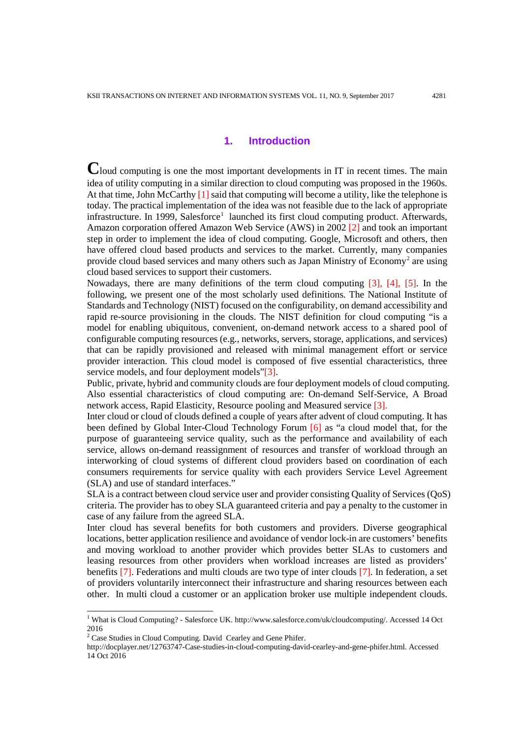## 1. Introduction

Cloud computing is one the most important developments in IT in recent times. The main idea of utility computing in a similar direction to cloud computing was proposed in the 1960s. At that time, John McCarthy [1] said that computing will become a utility, like the telephone is today. The practical implementation of the idea was not feasible due to the lack of appropriate infrastructure. In 1999, Salesforce[1] launched its first cloud computing product. Afterwards, Amazon corporation offered Amazon Web Service (AWS) in 2002 [2] and took an important step in order to implement the idea of cloud computing. Google, Microsoft and others, then have offered cloud based products and services to the market. Currently, many companies provide cloud based services and many others such as Japan Ministry of Economy[2] are using cloud based services to support their customers.

Nowadays, there are many definitions of the term cloud computing [3], [4], [5]. In the following, we present one of the most scholarly used definitions. The National Institute of Standards and Technology (NIST) focused on the configurability, on demand accessibility and rapid re-source provisioning in the clouds. The NIST definition for cloud computing "is a model for enabling ubiquitous, convenient, on-demand network access to a shared pool of configurable computing resources (e.g., networks, servers, storage, applications, and services) that can be rapidly provisioned and released with minimal management effort or service provider interaction. This cloud model is composed of five essential characteristics, three service models, and four deployment models"[3].

Public, private, hybrid and community clouds are four deployment models of cloud computing. Also essential characteristics of cloud computing are: On-demand Self-Service, A Broad network access, Rapid Elasticity, Resource pooling and Measured service [3].

Inter cloud or cloud of clouds defined a couple of years after advent of cloud computing. It has been defined by Global Inter-Cloud Technology Forum [6] as "a cloud model that, for the purpose of guaranteeing service quality, such as the performance and availability of each service, allows on-demand reassignment of resources and transfer of workload through an interworking of cloud systems of different cloud providers based on coordination of each consumers requirements for service quality with each providers Service Level Agreement (SLA) and use of standard interfaces."

SLA is a contract between cloud service user and provider consisting Quality of Services (QoS) criteria. The provider has to obey SLA guaranteed criteria and pay a penalty to the customer in case of any failure from the agreed SLA.

Inter cloud has several benefits for both customers and providers. Diverse geographical locations, better application resilience and avoidance of vendor lock-in are customers' benefits and moving workload to another provider which provides better SLAs to customers and leasing resources from other providers when workload increases are listed as providers' benefits [7]. Federations and multi clouds are two type of inter clouds [7]. In federation, a set of providers voluntarily interconnect their infrastructure and sharing resources between each other. In multi cloud a customer or an application broker use multiple independent clouds.

---

[1] What is Cloud Computing? - Salesforce UK. http://www.salesforce.com/uk/cloudcomputing/. Accessed 14 Oct 2016

[2] Case Studies in Cloud Computing. David Cearley and Gene Phifer. http://docplayer.net/12763747-Case-studies-in-cloud-computing-david-cearley-and-gene-phifer.html. Accessed 14 Oct 2016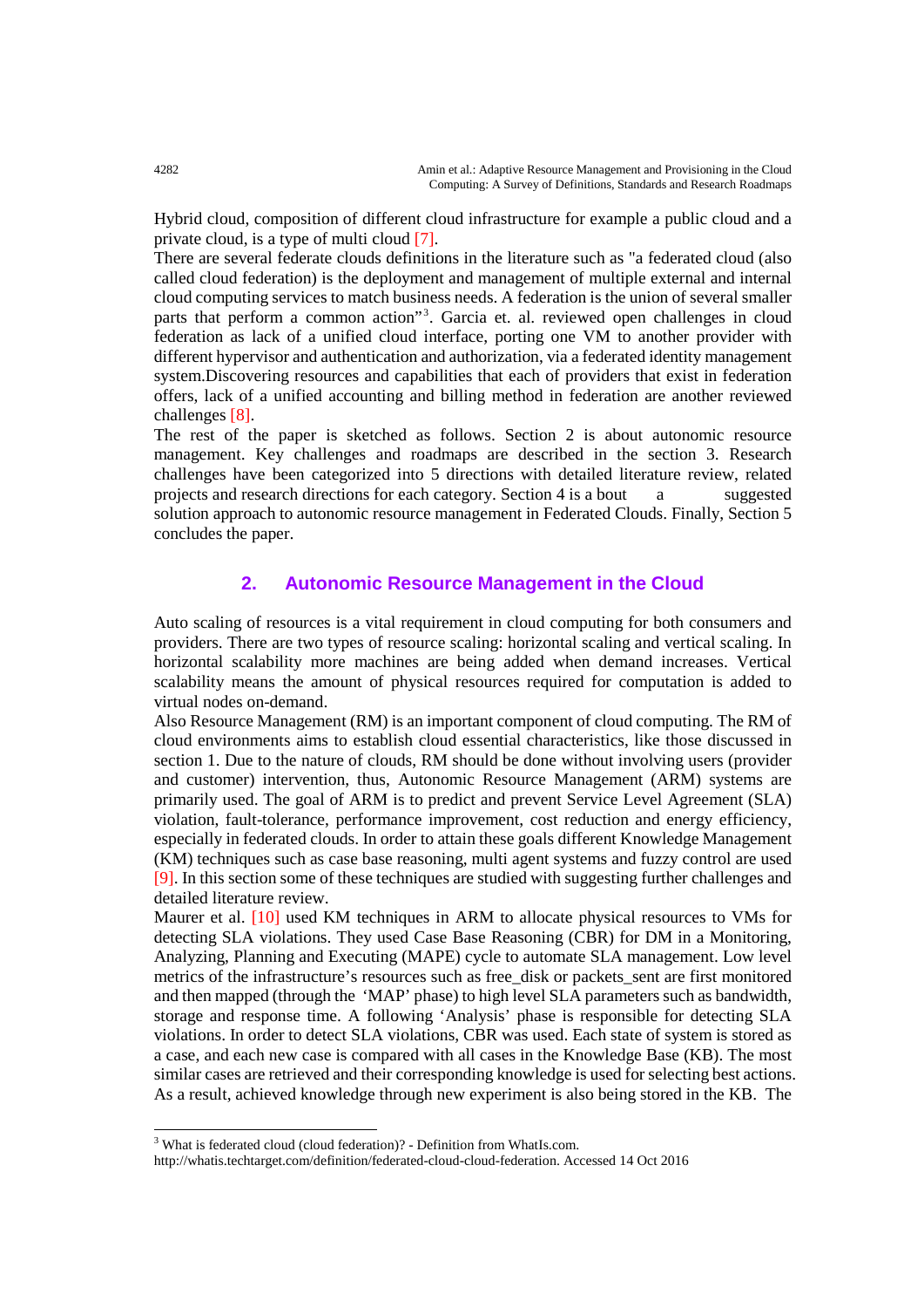Hybrid cloud, composition of different cloud infrastructure for example a public cloud and a private cloud, is a type of multi cloud [7].

There are several federate clouds definitions in the literature such as "a federated cloud (also called cloud federation) is the deployment and management of multiple external and internal cloud computing services to match business needs. A federation is the union of several smaller parts that perform a common action"[3]. Garcia et. al. reviewed open challenges in cloud federation as lack of a unified cloud interface, porting one VM to another provider with different hypervisor and authentication and authorization, via a federated identity management system.Discovering resources and capabilities that each of providers that exist in federation offers, lack of a unified accounting and billing method in federation are another reviewed challenges [8].

The rest of the paper is sketched as follows. Section 2 is about autonomic resource management. Key challenges and roadmaps are described in the section 3. Research challenges have been categorized into 5 directions with detailed literature review, related projects and research directions for each category. Section 4 is a bout a suggested solution approach to autonomic resource management in Federated Clouds. Finally, Section 5 concludes the paper.

## 2. Autonomic Resource Management in the Cloud

Auto scaling of resources is a vital requirement in cloud computing for both consumers and providers. There are two types of resource scaling: horizontal scaling and vertical scaling. In horizontal scalability more machines are being added when demand increases. Vertical scalability means the amount of physical resources required for computation is added to virtual nodes on-demand.

Also Resource Management (RM) is an important component of cloud computing. The RM of cloud environments aims to establish cloud essential characteristics, like those discussed in section 1. Due to the nature of clouds, RM should be done without involving users (provider and customer) intervention, thus, Autonomic Resource Management (ARM) systems are primarily used. The goal of ARM is to predict and prevent Service Level Agreement (SLA) violation, fault-tolerance, performance improvement, cost reduction and energy efficiency, especially in federated clouds. In order to attain these goals different Knowledge Management (KM) techniques such as case base reasoning, multi agent systems and fuzzy control are used [9]. In this section some of these techniques are studied with suggesting further challenges and detailed literature review.

Maurer et al. [10] used KM techniques in ARM to allocate physical resources to VMs for detecting SLA violations. They used Case Base Reasoning (CBR) for DM in a Monitoring, Analyzing, Planning and Executing (MAPE) cycle to automate SLA management. Low level metrics of the infrastructure's resources such as free_disk or packets_sent are first monitored and then mapped (through the 'MAP' phase) to high level SLA parameters such as bandwidth, storage and response time. A following 'Analysis' phase is responsible for detecting SLA violations. In order to detect SLA violations, CBR was used. Each state of system is stored as a case, and each new case is compared with all cases in the Knowledge Base (KB). The most similar cases are retrieved and their corresponding knowledge is used for selecting best actions. As a result, achieved knowledge through new experiment is also being stored in the KB. The

[3] What is federated cloud (cloud federation)? - Definition from WhatIs.com. http://whatis.techtarget.com/definition/federated-cloud-cloud-federation. Accessed 14 Oct 2016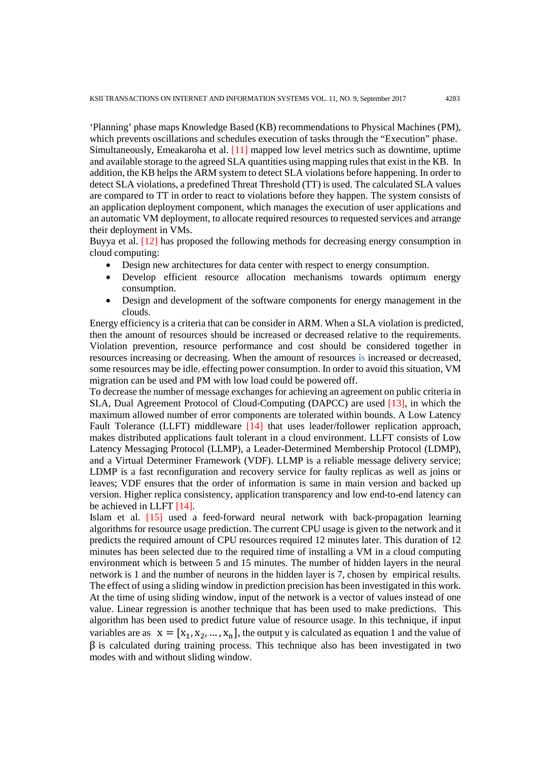'Planning' phase maps Knowledge Based (KB) recommendations to Physical Machines (PM), which prevents oscillations and schedules execution of tasks through the "Execution" phase. Simultaneously, Emeakaroha et al. [11] mapped low level metrics such as downtime, uptime and available storage to the agreed SLA quantities using mapping rules that exist in the KB. In addition, the KB helps the ARM system to detect SLA violations before happening. In order to detect SLA violations, a predefined Threat Threshold (TT) is used. The calculated SLA values are compared to TT in order to react to violations before they happen. The system consists of an application deployment component, which manages the execution of user applications and an automatic VM deployment, to allocate required resources to requested services and arrange their deployment in VMs.

Buyya et al. [12] has proposed the following methods for decreasing energy consumption in cloud computing:

- Design new architectures for data center with respect to energy consumption.
- Develop efficient resource allocation mechanisms towards optimum energy consumption.
- Design and development of the software components for energy management in the clouds.

Energy efficiency is a criteria that can be consider in ARM. When a SLA violation is predicted, then the amount of resources should be increased or decreased relative to the requirements. Violation prevention, resource performance and cost should be considered together in resources increasing or decreasing. When the amount of resources is increased or decreased, some resources may be idle, effecting power consumption. In order to avoid this situation, VM migration can be used and PM with low load could be powered off.

To decrease the number of message exchanges for achieving an agreement on public criteria in SLA, Dual Agreement Protocol of Cloud-Computing (DAPCC) are used [13], in which the maximum allowed number of error components are tolerated within bounds. A Low Latency Fault Tolerance (LLFT) middleware [14] that uses leader/follower replication approach, makes distributed applications fault tolerant in a cloud environment. LLFT consists of Low Latency Messaging Protocol (LLMP), a Leader-Determined Membership Protocol (LDMP), and a Virtual Determiner Framework (VDF). LLMP is a reliable message delivery service; LDMP is a fast reconfiguration and recovery service for faulty replicas as well as joins or leaves; VDF ensures that the order of information is same in main version and backed up version. Higher replica consistency, application transparency and low end-to-end latency can be achieved in LLFT [14].

Islam et al. [15] used a feed-forward neural network with back-propagation learning algorithms for resource usage prediction. The current CPU usage is given to the network and it predicts the required amount of CPU resources required 12 minutes later. This duration of 12 minutes has been selected due to the required time of installing a VM in a cloud computing environment which is between 5 and 15 minutes. The number of hidden layers in the neural network is 1 and the number of neurons in the hidden layer is 7, chosen by empirical results. The effect of using a sliding window in prediction precision has been investigated in this work. At the time of using sliding window, input of the network is a vector of values instead of one value. Linear regression is another technique that has been used to make predictions. This algorithm has been used to predict future value of resource usage. In this technique, if input variables are as $x = [x_1, x_2, \dots, x_n]$, the output y is calculated as equation 1 and the value of $\beta$ is calculated during training process. This technique also has been investigated in two modes with and without sliding window.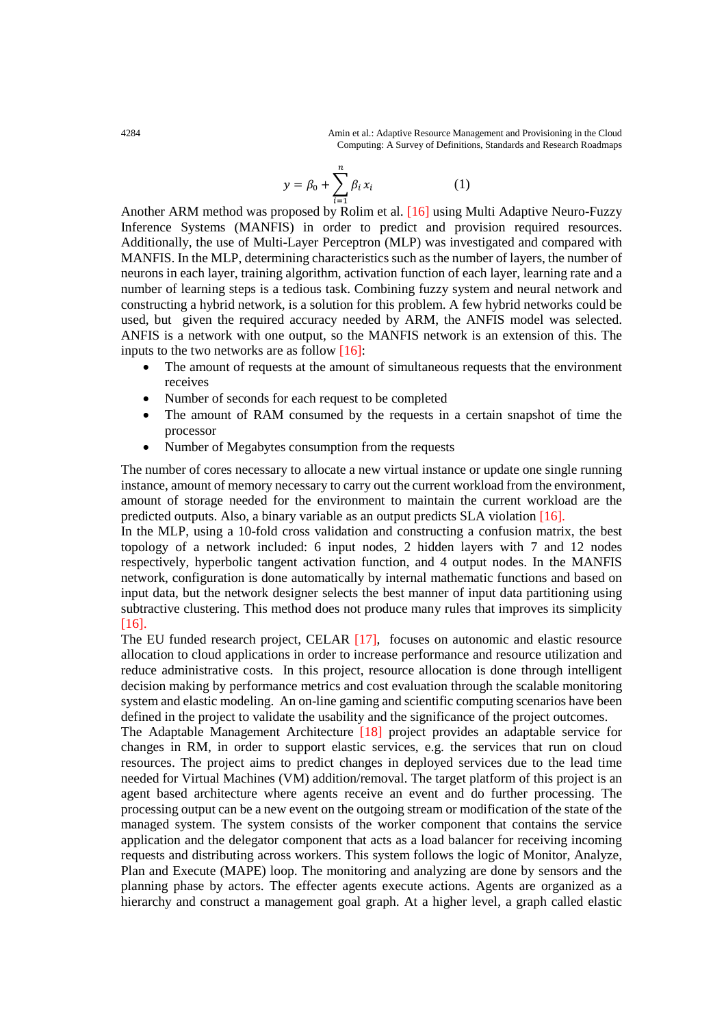$$y = \beta_0 + \sum_{i=1}^{n} \beta_i x_i \qquad (1)$$

Another ARM method was proposed by Rolim et al. [16] using Multi Adaptive Neuro-Fuzzy Inference Systems (MANFIS) in order to predict and provision required resources. Additionally, the use of Multi-Layer Perceptron (MLP) was investigated and compared with MANFIS. In the MLP, determining characteristics such as the number of layers, the number of neurons in each layer, training algorithm, activation function of each layer, learning rate and a number of learning steps is a tedious task. Combining fuzzy system and neural network and constructing a hybrid network, is a solution for this problem. A few hybrid networks could be used, but given the required accuracy needed by ARM, the ANFIS model was selected. ANFIS is a network with one output, so the MANFIS network is an extension of this. The inputs to the two networks are as follow [16]:

- The amount of requests at the amount of simultaneous requests that the environment receives
- Number of seconds for each request to be completed
- The amount of RAM consumed by the requests in a certain snapshot of time the processor
- Number of Megabytes consumption from the requests

The number of cores necessary to allocate a new virtual instance or update one single running instance, amount of memory necessary to carry out the current workload from the environment, amount of storage needed for the environment to maintain the current workload are the predicted outputs. Also, a binary variable as an output predicts SLA violation [16].

In the MLP, using a 10-fold cross validation and constructing a confusion matrix, the best topology of a network included: 6 input nodes, 2 hidden layers with 7 and 12 nodes respectively, hyperbolic tangent activation function, and 4 output nodes. In the MANFIS network, configuration is done automatically by internal mathematic functions and based on input data, but the network designer selects the best manner of input data partitioning using subtractive clustering. This method does not produce many rules that improves its simplicity [16].

The EU funded research project, CELAR [17], focuses on autonomic and elastic resource allocation to cloud applications in order to increase performance and resource utilization and reduce administrative costs. In this project, resource allocation is done through intelligent decision making by performance metrics and cost evaluation through the scalable monitoring system and elastic modeling. An on-line gaming and scientific computing scenarios have been defined in the project to validate the usability and the significance of the project outcomes.

The Adaptable Management Architecture [18] project provides an adaptable service for changes in RM, in order to support elastic services, e.g. the services that run on cloud resources. The project aims to predict changes in deployed services due to the lead time needed for Virtual Machines (VM) addition/removal. The target platform of this project is an agent based architecture where agents receive an event and do further processing. The processing output can be a new event on the outgoing stream or modification of the state of the managed system. The system consists of the worker component that contains the service application and the delegator component that acts as a load balancer for receiving incoming requests and distributing across workers. This system follows the logic of Monitor, Analyze, Plan and Execute (MAPE) loop. The monitoring and analyzing are done by sensors and the planning phase by actors. The effecter agents execute actions. Agents are organized as a hierarchy and construct a management goal graph. At a higher level, a graph called elastic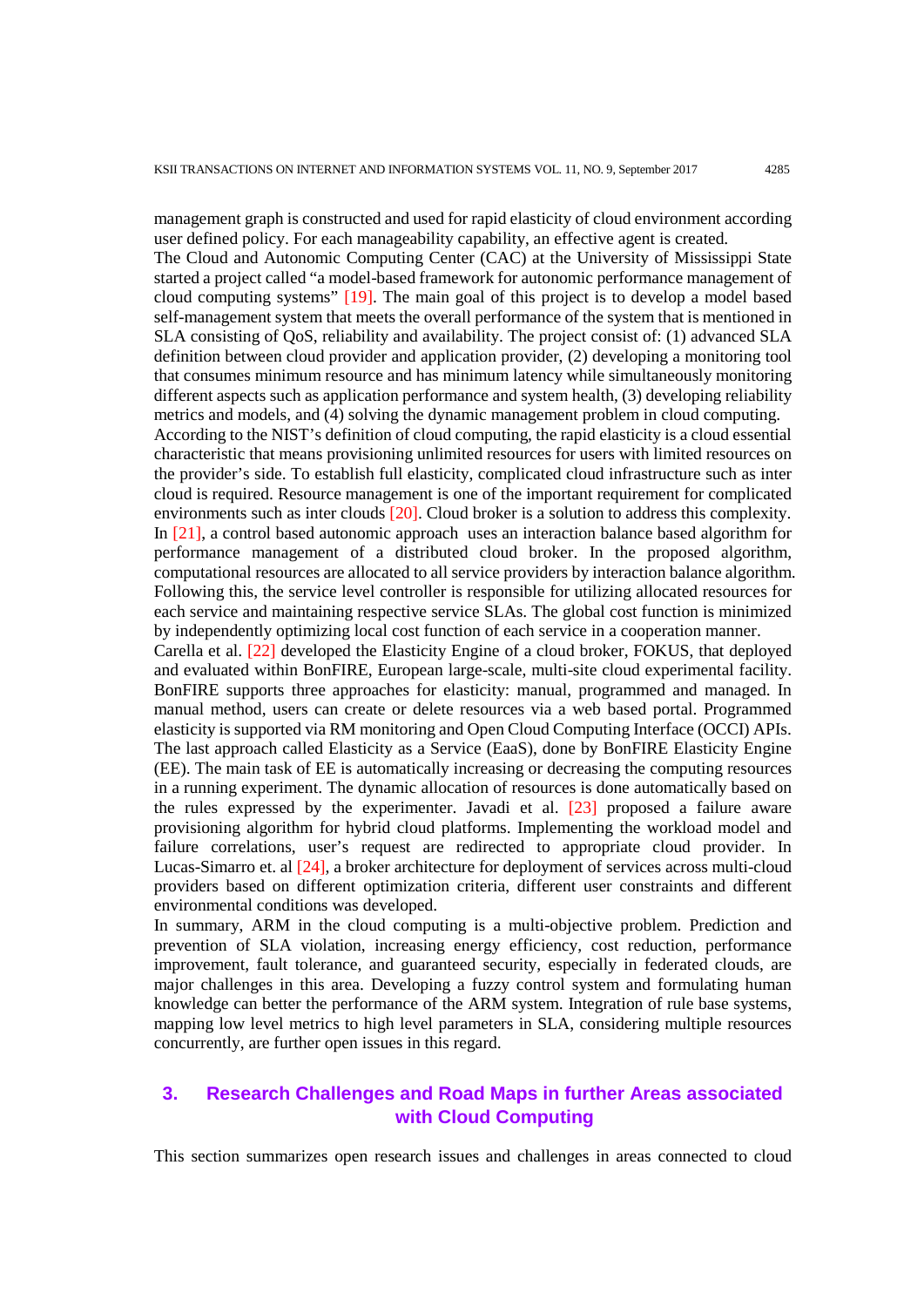management graph is constructed and used for rapid elasticity of cloud environment according user defined policy. For each manageability capability, an effective agent is created.

The Cloud and Autonomic Computing Center (CAC) at the University of Mississippi State started a project called "a model-based framework for autonomic performance management of cloud computing systems" [19]. The main goal of this project is to develop a model based self-management system that meets the overall performance of the system that is mentioned in SLA consisting of QoS, reliability and availability. The project consist of: (1) advanced SLA definition between cloud provider and application provider, (2) developing a monitoring tool that consumes minimum resource and has minimum latency while simultaneously monitoring different aspects such as application performance and system health, (3) developing reliability metrics and models, and (4) solving the dynamic management problem in cloud computing.

According to the NIST's definition of cloud computing, the rapid elasticity is a cloud essential characteristic that means provisioning unlimited resources for users with limited resources on the provider's side. To establish full elasticity, complicated cloud infrastructure such as inter cloud is required. Resource management is one of the important requirement for complicated environments such as inter clouds [20]. Cloud broker is a solution to address this complexity. In [21], a control based autonomic approach uses an interaction balance based algorithm for performance management of a distributed cloud broker. In the proposed algorithm, computational resources are allocated to all service providers by interaction balance algorithm. Following this, the service level controller is responsible for utilizing allocated resources for each service and maintaining respective service SLAs. The global cost function is minimized by independently optimizing local cost function of each service in a cooperation manner.

Carella et al. [22] developed the Elasticity Engine of a cloud broker, FOKUS, that deployed and evaluated within BonFIRE, European large-scale, multi-site cloud experimental facility. BonFIRE supports three approaches for elasticity: manual, programmed and managed. In manual method, users can create or delete resources via a web based portal. Programmed elasticity is supported via RM monitoring and Open Cloud Computing Interface (OCCI) APIs. The last approach called Elasticity as a Service (EaaS), done by BonFIRE Elasticity Engine (EE). The main task of EE is automatically increasing or decreasing the computing resources in a running experiment. The dynamic allocation of resources is done automatically based on the rules expressed by the experimenter. Javadi et al. [23] proposed a failure aware provisioning algorithm for hybrid cloud platforms. Implementing the workload model and failure correlations, user's request are redirected to appropriate cloud provider. In Lucas-Simarro et. al [24], a broker architecture for deployment of services across multi-cloud providers based on different optimization criteria, different user constraints and different environmental conditions was developed.

In summary, ARM in the cloud computing is a multi-objective problem. Prediction and prevention of SLA violation, increasing energy efficiency, cost reduction, performance improvement, fault tolerance, and guaranteed security, especially in federated clouds, are major challenges in this area. Developing a fuzzy control system and formulating human knowledge can better the performance of the ARM system. Integration of rule base systems, mapping low level metrics to high level parameters in SLA, considering multiple resources concurrently, are further open issues in this regard.

# 3. Research Challenges and Road Maps in further Areas associated with Cloud Computing

This section summarizes open research issues and challenges in areas connected to cloud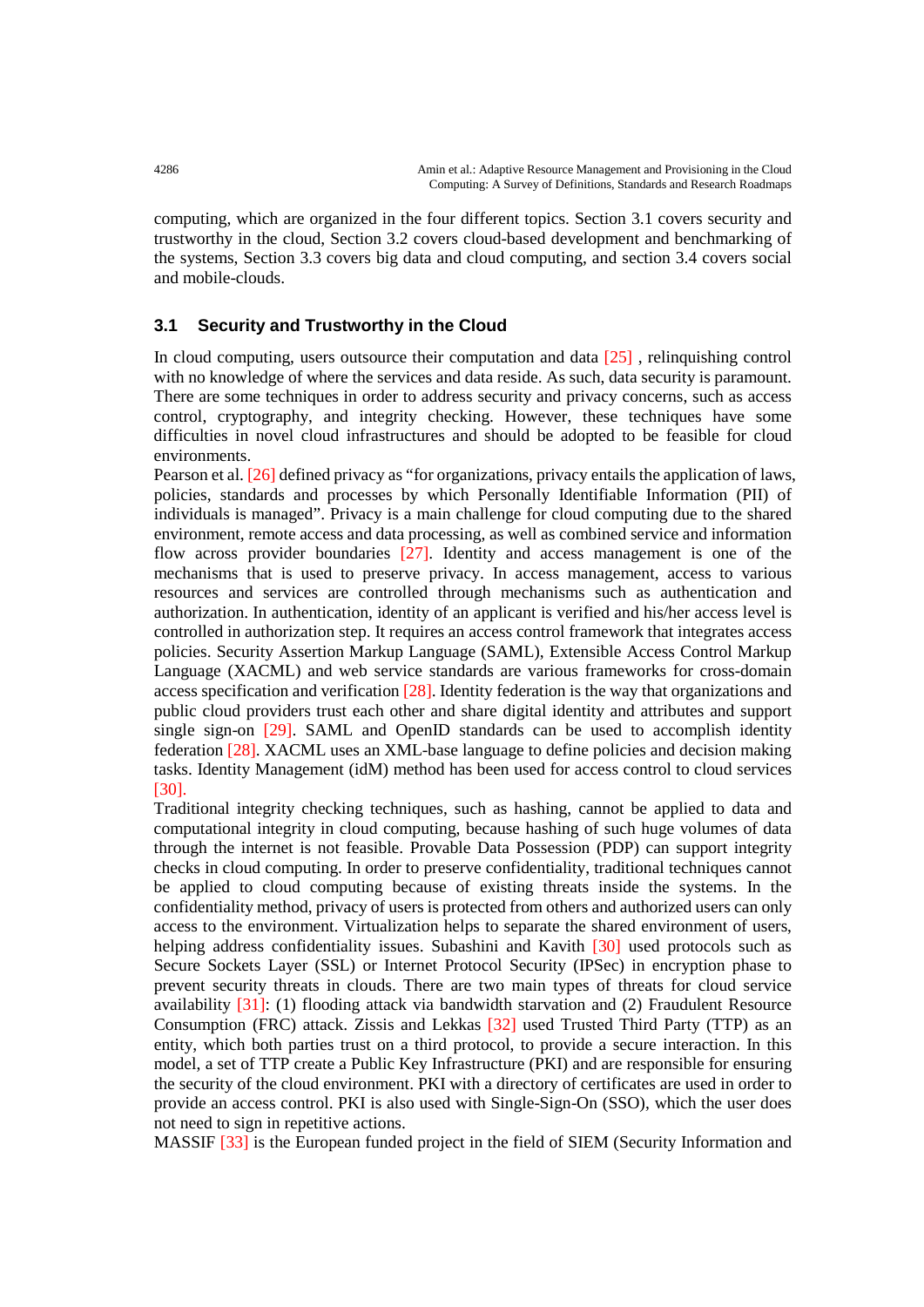computing, which are organized in the four different topics. Section 3.1 covers security and trustworthy in the cloud, Section 3.2 covers cloud-based development and benchmarking of the systems, Section 3.3 covers big data and cloud computing, and section 3.4 covers social and mobile-clouds.

### 3.1 Security and Trustworthy in the Cloud

In cloud computing, users outsource their computation and data [25] , relinquishing control with no knowledge of where the services and data reside. As such, data security is paramount. There are some techniques in order to address security and privacy concerns, such as access control, cryptography, and integrity checking. However, these techniques have some difficulties in novel cloud infrastructures and should be adopted to be feasible for cloud environments.

Pearson et al. [26] defined privacy as "for organizations, privacy entails the application of laws, policies, standards and processes by which Personally Identifiable Information (PII) of individuals is managed". Privacy is a main challenge for cloud computing due to the shared environment, remote access and data processing, as well as combined service and information flow across provider boundaries [27]. Identity and access management is one of the mechanisms that is used to preserve privacy. In access management, access to various resources and services are controlled through mechanisms such as authentication and authorization. In authentication, identity of an applicant is verified and his/her access level is controlled in authorization step. It requires an access control framework that integrates access policies. Security Assertion Markup Language (SAML), Extensible Access Control Markup Language (XACML) and web service standards are various frameworks for cross-domain access specification and verification [28]. Identity federation is the way that organizations and public cloud providers trust each other and share digital identity and attributes and support single sign-on [29]. SAML and OpenID standards can be used to accomplish identity federation [28]. XACML uses an XML-base language to define policies and decision making tasks. Identity Management (idM) method has been used for access control to cloud services [30].

Traditional integrity checking techniques, such as hashing, cannot be applied to data and computational integrity in cloud computing, because hashing of such huge volumes of data through the internet is not feasible. Provable Data Possession (PDP) can support integrity checks in cloud computing. In order to preserve confidentiality, traditional techniques cannot be applied to cloud computing because of existing threats inside the systems. In the confidentiality method, privacy of users is protected from others and authorized users can only access to the environment. Virtualization helps to separate the shared environment of users, helping address confidentiality issues. Subashini and Kavith [30] used protocols such as Secure Sockets Layer (SSL) or Internet Protocol Security (IPSec) in encryption phase to prevent security threats in clouds. There are two main types of threats for cloud service availability [31]: (1) flooding attack via bandwidth starvation and (2) Fraudulent Resource Consumption (FRC) attack. Zissis and Lekkas [32] used Trusted Third Party (TTP) as an entity, which both parties trust on a third protocol, to provide a secure interaction. In this model, a set of TTP create a Public Key Infrastructure (PKI) and are responsible for ensuring the security of the cloud environment. PKI with a directory of certificates are used in order to provide an access control. PKI is also used with Single-Sign-On (SSO), which the user does not need to sign in repetitive actions.

MASSIF [33] is the European funded project in the field of SIEM (Security Information and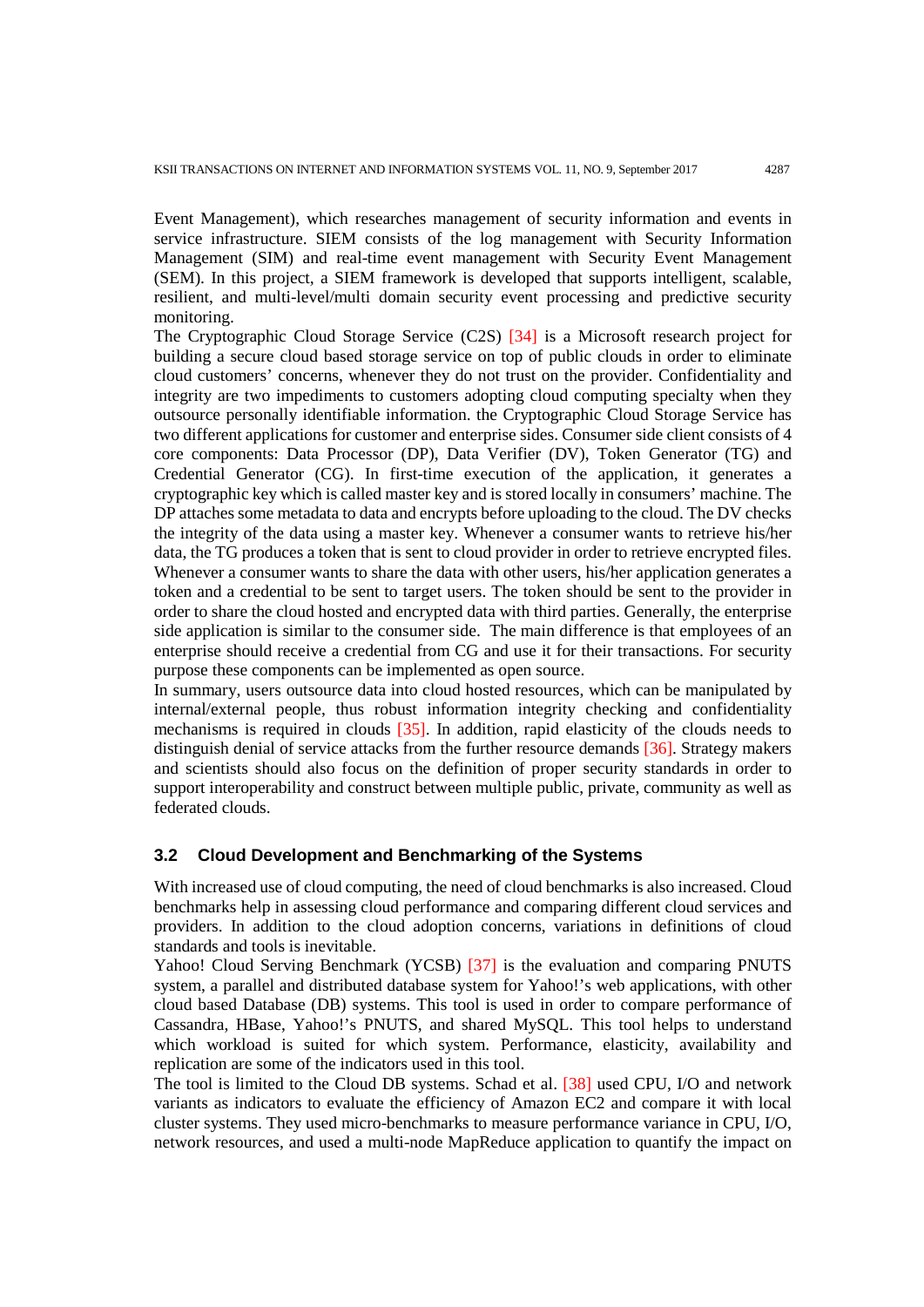Event Management), which researches management of security information and events in service infrastructure. SIEM consists of the log management with Security Information Management (SIM) and real-time event management with Security Event Management (SEM). In this project, a SIEM framework is developed that supports intelligent, scalable, resilient, and multi-level/multi domain security event processing and predictive security monitoring.

The Cryptographic Cloud Storage Service (C2S) [34] is a Microsoft research project for building a secure cloud based storage service on top of public clouds in order to eliminate cloud customers' concerns, whenever they do not trust on the provider. Confidentiality and integrity are two impediments to customers adopting cloud computing specialty when they outsource personally identifiable information. the Cryptographic Cloud Storage Service has two different applications for customer and enterprise sides. Consumer side client consists of 4 core components: Data Processor (DP), Data Verifier (DV), Token Generator (TG) and Credential Generator (CG). In first-time execution of the application, it generates a cryptographic key which is called master key and is stored locally in consumers' machine. The DP attaches some metadata to data and encrypts before uploading to the cloud. The DV checks the integrity of the data using a master key. Whenever a consumer wants to retrieve his/her data, the TG produces a token that is sent to cloud provider in order to retrieve encrypted files. Whenever a consumer wants to share the data with other users, his/her application generates a token and a credential to be sent to target users. The token should be sent to the provider in order to share the cloud hosted and encrypted data with third parties. Generally, the enterprise side application is similar to the consumer side. The main difference is that employees of an enterprise should receive a credential from CG and use it for their transactions. For security purpose these components can be implemented as open source.

In summary, users outsource data into cloud hosted resources, which can be manipulated by internal/external people, thus robust information integrity checking and confidentiality mechanisms is required in clouds [35]. In addition, rapid elasticity of the clouds needs to distinguish denial of service attacks from the further resource demands [36]. Strategy makers and scientists should also focus on the definition of proper security standards in order to support interoperability and construct between multiple public, private, community as well as federated clouds.

### 3.2 Cloud Development and Benchmarking of the Systems

With increased use of cloud computing, the need of cloud benchmarks is also increased. Cloud benchmarks help in assessing cloud performance and comparing different cloud services and providers. In addition to the cloud adoption concerns, variations in definitions of cloud standards and tools is inevitable.

Yahoo! Cloud Serving Benchmark (YCSB) [37] is the evaluation and comparing PNUTS system, a parallel and distributed database system for Yahoo!'s web applications, with other cloud based Database (DB) systems. This tool is used in order to compare performance of Cassandra, HBase, Yahoo!'s PNUTS, and shared MySQL. This tool helps to understand which workload is suited for which system. Performance, elasticity, availability and replication are some of the indicators used in this tool.

The tool is limited to the Cloud DB systems. Schad et al. [38] used CPU, I/O and network variants as indicators to evaluate the efficiency of Amazon EC2 and compare it with local cluster systems. They used micro-benchmarks to measure performance variance in CPU, I/O, network resources, and used a multi-node MapReduce application to quantify the impact on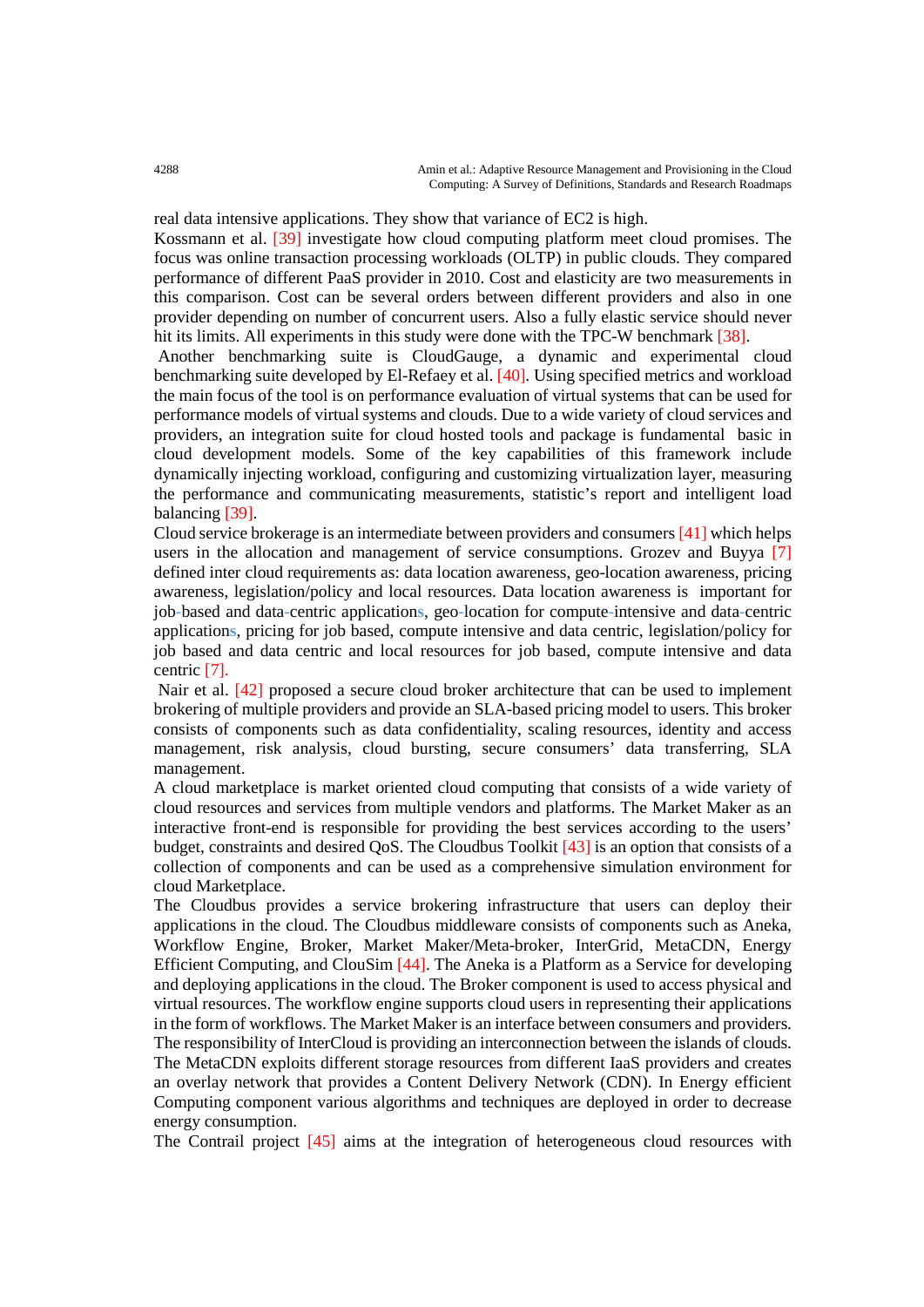real data intensive applications. They show that variance of EC2 is high.

Kossmann et al. [39] investigate how cloud computing platform meet cloud promises. The focus was online transaction processing workloads (OLTP) in public clouds. They compared performance of different PaaS provider in 2010. Cost and elasticity are two measurements in this comparison. Cost can be several orders between different providers and also in one provider depending on number of concurrent users. Also a fully elastic service should never hit its limits. All experiments in this study were done with the TPC-W benchmark [38].

Another benchmarking suite is CloudGauge, a dynamic and experimental cloud benchmarking suite developed by El-Refaey et al. [40]. Using specified metrics and workload the main focus of the tool is on performance evaluation of virtual systems that can be used for performance models of virtual systems and clouds. Due to a wide variety of cloud services and providers, an integration suite for cloud hosted tools and package is fundamental basic in cloud development models. Some of the key capabilities of this framework include dynamically injecting workload, configuring and customizing virtualization layer, measuring the performance and communicating measurements, statistic's report and intelligent load balancing [39].

Cloud service brokerage is an intermediate between providers and consumers [41] which helps users in the allocation and management of service consumptions. Grozev and Buyya [7] defined inter cloud requirements as: data location awareness, geo-location awareness, pricing awareness, legislation/policy and local resources. Data location awareness is important for job-based and data-centric applications, geo-location for compute-intensive and data-centric applications, pricing for job based, compute intensive and data centric, legislation/policy for job based and data centric and local resources for job based, compute intensive and data centric [7].

Nair et al. [42] proposed a secure cloud broker architecture that can be used to implement brokering of multiple providers and provide an SLA-based pricing model to users. This broker consists of components such as data confidentiality, scaling resources, identity and access management, risk analysis, cloud bursting, secure consumers' data transferring, SLA management.

A cloud marketplace is market oriented cloud computing that consists of a wide variety of cloud resources and services from multiple vendors and platforms. The Market Maker as an interactive front-end is responsible for providing the best services according to the users' budget, constraints and desired QoS. The Cloudbus Toolkit [43] is an option that consists of a collection of components and can be used as a comprehensive simulation environment for cloud Marketplace.

The Cloudbus provides a service brokering infrastructure that users can deploy their applications in the cloud. The Cloudbus middleware consists of components such as Aneka, Workflow Engine, Broker, Market Maker/Meta-broker, InterGrid, MetaCDN, Energy Efficient Computing, and ClouSim [44]. The Aneka is a Platform as a Service for developing and deploying applications in the cloud. The Broker component is used to access physical and virtual resources. The workflow engine supports cloud users in representing their applications in the form of workflows. The Market Maker is an interface between consumers and providers. The responsibility of InterCloud is providing an interconnection between the islands of clouds. The MetaCDN exploits different storage resources from different IaaS providers and creates an overlay network that provides a Content Delivery Network (CDN). In Energy efficient Computing component various algorithms and techniques are deployed in order to decrease energy consumption.

The Contrail project [45] aims at the integration of heterogeneous cloud resources with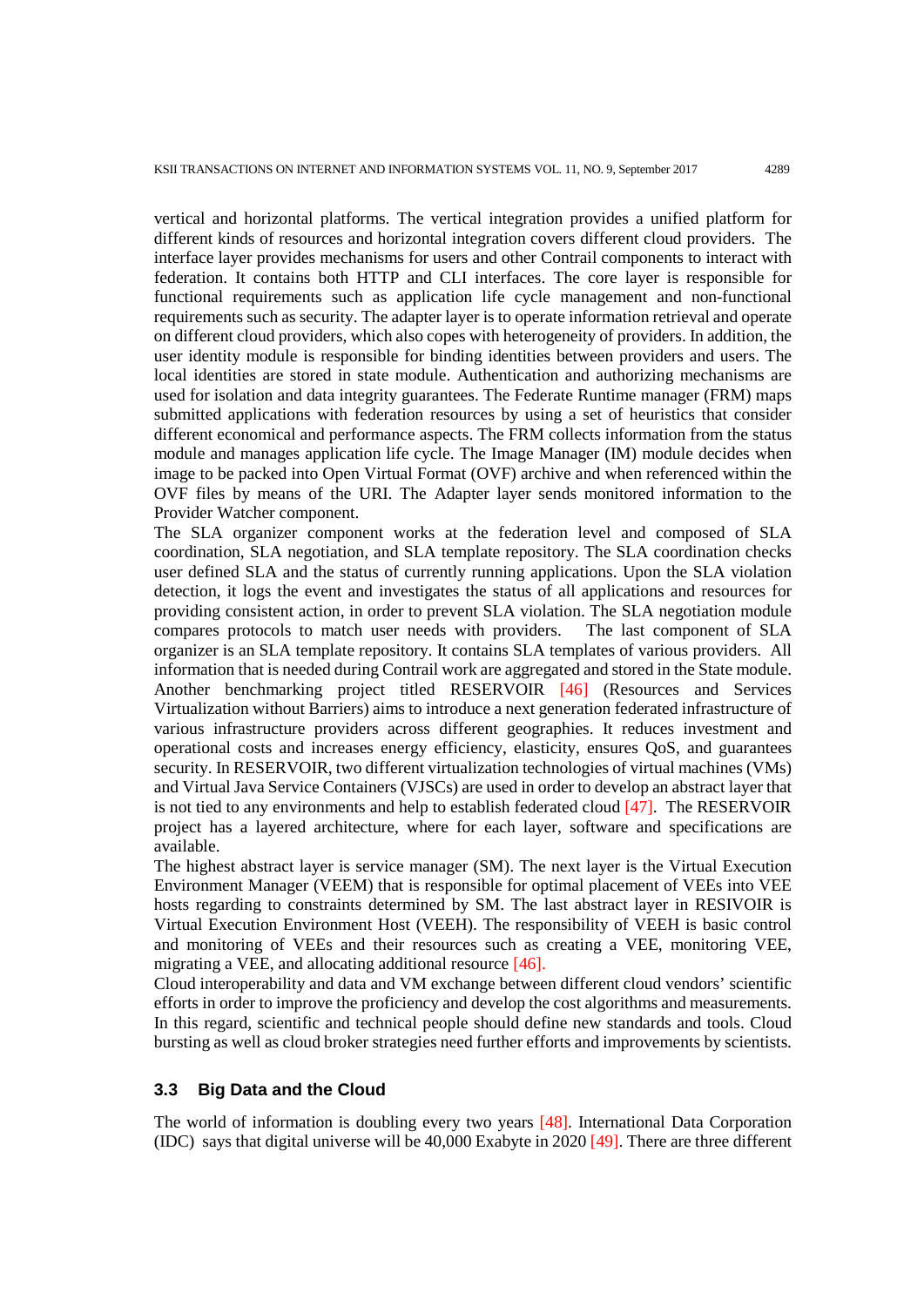vertical and horizontal platforms. The vertical integration provides a unified platform for different kinds of resources and horizontal integration covers different cloud providers. The interface layer provides mechanisms for users and other Contrail components to interact with federation. It contains both HTTP and CLI interfaces. The core layer is responsible for functional requirements such as application life cycle management and non-functional requirements such as security. The adapter layer is to operate information retrieval and operate on different cloud providers, which also copes with heterogeneity of providers. In addition, the user identity module is responsible for binding identities between providers and users. The local identities are stored in state module. Authentication and authorizing mechanisms are used for isolation and data integrity guarantees. The Federate Runtime manager (FRM) maps submitted applications with federation resources by using a set of heuristics that consider different economical and performance aspects. The FRM collects information from the status module and manages application life cycle. The Image Manager (IM) module decides when image to be packed into Open Virtual Format (OVF) archive and when referenced within the OVF files by means of the URI. The Adapter layer sends monitored information to the Provider Watcher component.

The SLA organizer component works at the federation level and composed of SLA coordination, SLA negotiation, and SLA template repository. The SLA coordination checks user defined SLA and the status of currently running applications. Upon the SLA violation detection, it logs the event and investigates the status of all applications and resources for providing consistent action, in order to prevent SLA violation. The SLA negotiation module compares protocols to match user needs with providers. The last component of SLA organizer is an SLA template repository. It contains SLA templates of various providers. All information that is needed during Contrail work are aggregated and stored in the State module.

Another benchmarking project titled RESERVOIR [46] (Resources and Services Virtualization without Barriers) aims to introduce a next generation federated infrastructure of various infrastructure providers across different geographies. It reduces investment and operational costs and increases energy efficiency, elasticity, ensures QoS, and guarantees security. In RESERVOIR, two different virtualization technologies of virtual machines (VMs) and Virtual Java Service Containers (VJSCs) are used in order to develop an abstract layer that is not tied to any environments and help to establish federated cloud [47]. The RESERVOIR project has a layered architecture, where for each layer, software and specifications are available.

The highest abstract layer is service manager (SM). The next layer is the Virtual Execution Environment Manager (VEEM) that is responsible for optimal placement of VEEs into VEE hosts regarding to constraints determined by SM. The last abstract layer in RESIVOIR is Virtual Execution Environment Host (VEEH). The responsibility of VEEH is basic control and monitoring of VEEs and their resources such as creating a VEE, monitoring VEE, migrating a VEE, and allocating additional resource [46].

Cloud interoperability and data and VM exchange between different cloud vendors' scientific efforts in order to improve the proficiency and develop the cost algorithms and measurements. In this regard, scientific and technical people should define new standards and tools. Cloud bursting as well as cloud broker strategies need further efforts and improvements by scientists.

### 3.3 Big Data and the Cloud

The world of information is doubling every two years [48]. International Data Corporation (IDC) says that digital universe will be 40,000 Exabyte in 2020 [49]. There are three different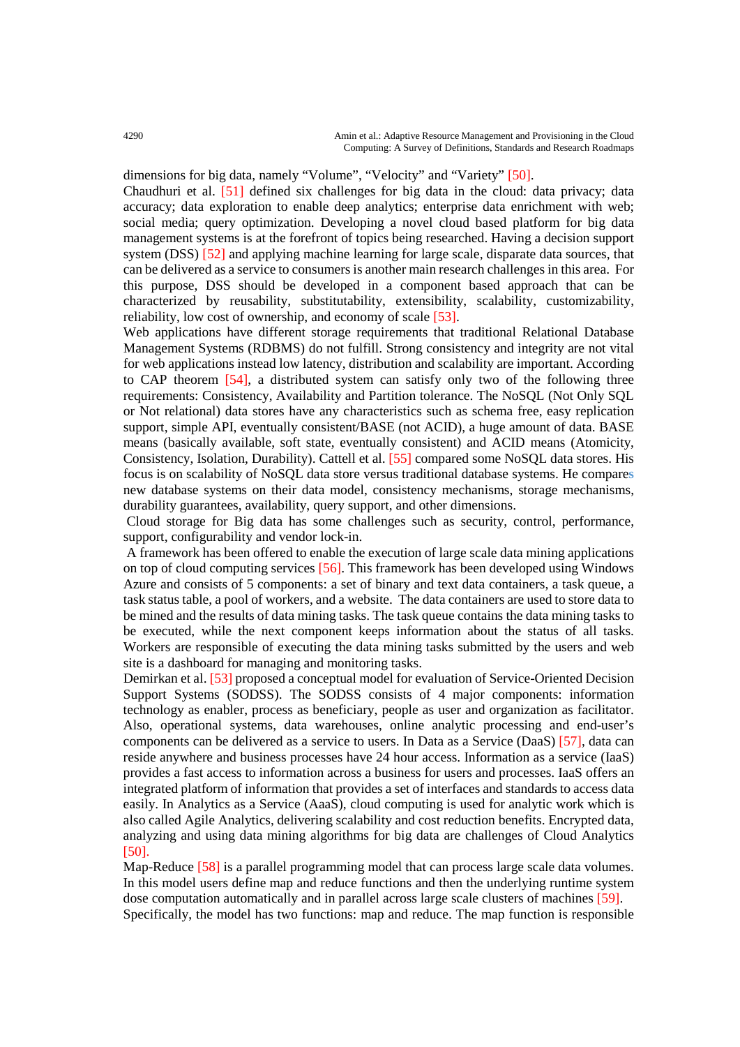dimensions for big data, namely "Volume", "Velocity" and "Variety" [50].
Chaudhuri et al. [51] defined six challenges for big data in the cloud: data privacy; data accuracy; data exploration to enable deep analytics; enterprise data enrichment with web; social media; query optimization. Developing a novel cloud based platform for big data management systems is at the forefront of topics being researched. Having a decision support system (DSS) [52] and applying machine learning for large scale, disparate data sources, that can be delivered as a service to consumers is another main research challenges in this area. For this purpose, DSS should be developed in a component based approach that can be characterized by reusability, substitutability, extensibility, scalability, customizability, reliability, low cost of ownership, and economy of scale [53].
Web applications have different storage requirements that traditional Relational Database Management Systems (RDBMS) do not fulfill. Strong consistency and integrity are not vital for web applications instead low latency, distribution and scalability are important. According to CAP theorem [54], a distributed system can satisfy only two of the following three requirements: Consistency, Availability and Partition tolerance. The NoSQL (Not Only SQL or Not relational) data stores have any characteristics such as schema free, easy replication support, simple API, eventually consistent/BASE (not ACID), a huge amount of data. BASE means (basically available, soft state, eventually consistent) and ACID means (Atomicity, Consistency, Isolation, Durability). Cattell et al. [55] compared some NoSQL data stores. His focus is on scalability of NoSQL data store versus traditional database systems. He compares new database systems on their data model, consistency mechanisms, storage mechanisms, durability guarantees, availability, query support, and other dimensions.
Cloud storage for Big data has some challenges such as security, control, performance, support, configurability and vendor lock-in.
A framework has been offered to enable the execution of large scale data mining applications on top of cloud computing services [56]. This framework has been developed using Windows Azure and consists of 5 components: a set of binary and text data containers, a task queue, a task status table, a pool of workers, and a website. The data containers are used to store data to be mined and the results of data mining tasks. The task queue contains the data mining tasks to be executed, while the next component keeps information about the status of all tasks. Workers are responsible of executing the data mining tasks submitted by the users and web site is a dashboard for managing and monitoring tasks.
Demirkan et al. [53] proposed a conceptual model for evaluation of Service-Oriented Decision Support Systems (SODSS). The SODSS consists of 4 major components: information technology as enabler, process as beneficiary, people as user and organization as facilitator. Also, operational systems, data warehouses, online analytic processing and end-user's components can be delivered as a service to users. In Data as a Service (DaaS) [57], data can reside anywhere and business processes have 24 hour access. Information as a service (IaaS) provides a fast access to information across a business for users and processes. IaaS offers an integrated platform of information that provides a set of interfaces and standards to access data easily. In Analytics as a Service (AaaS), cloud computing is used for analytic work which is also called Agile Analytics, delivering scalability and cost reduction benefits. Encrypted data, analyzing and using data mining algorithms for big data are challenges of Cloud Analytics [50].
Map-Reduce [58] is a parallel programming model that can process large scale data volumes. In this model users define map and reduce functions and then the underlying runtime system dose computation automatically and in parallel across large scale clusters of machines [59].
Specifically, the model has two functions: map and reduce. The map function is responsible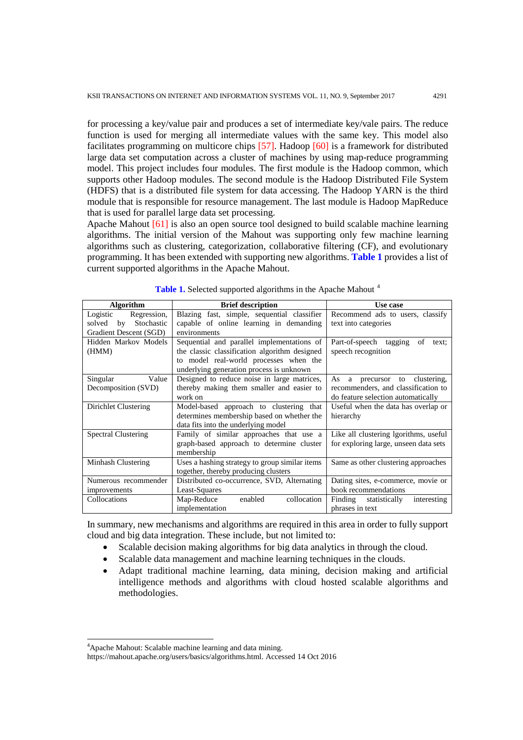for processing a key/value pair and produces a set of intermediate key/vale pairs. The reduce function is used for merging all intermediate values with the same key. This model also facilitates programming on multicore chips [57]. Hadoop [60] is a framework for distributed large data set computation across a cluster of machines by using map-reduce programming model. This project includes four modules. The first module is the Hadoop common, which supports other Hadoop modules. The second module is the Hadoop Distributed File System (HDFS) that is a distributed file system for data accessing. The Hadoop YARN is the third module that is responsible for resource management. The last module is Hadoop MapReduce that is used for parallel large data set processing.

Apache Mahout [61] is also an open source tool designed to build scalable machine learning algorithms. The initial version of the Mahout was supporting only few machine learning algorithms such as clustering, categorization, collaborative filtering (CF), and evolutionary programming. It has been extended with supporting new algorithms. **Table 1** provides a list of current supported algorithms in the Apache Mahout.

**Table 1.** Selected supported algorithms in the Apache Mahout [4]

| Algorithm | Brief description | Use case |
|---|---|---|
| Logistic Regression, solved by Stochastic Gradient Descent (SGD) | Blazing fast, simple, sequential classifier capable of online learning in demanding environments | Recommend ads to users, classify text into categories |
| Hidden Markov Models (HMM) | Sequential and parallel implementations of the classic classification algorithm designed to model real-world processes when the underlying generation process is unknown | Part-of-speech tagging of text; speech recognition |
| Singular Value Decomposition (SVD) | Designed to reduce noise in large matrices, thereby making them smaller and easier to work on | As a precursor to clustering, recommenders, and classification to do feature selection automatically |
| Dirichlet Clustering | Model-based approach to clustering that determines membership based on whether the data fits into the underlying model | Useful when the data has overlap or hierarchy |
| Spectral Clustering | Family of similar approaches that use a graph-based approach to determine cluster membership | Like all clustering lgorithms, useful for exploring large, unseen data sets |
| Minhash Clustering | Uses a hashing strategy to group similar items together, thereby producing clusters | Same as other clustering approaches |
| Numerous recommender improvements | Distributed co-occurrence, SVD, Alternating Least-Squares | Dating sites, e-commerce, movie or book recommendations |
| Collocations | Map-Reduce enabled collocation implementation | Finding statistically interesting phrases in text |

In summary, new mechanisms and algorithms are required in this area in order to fully support cloud and big data integration. These include, but not limited to:

- Scalable decision making algorithms for big data analytics in through the cloud.
- Scalable data management and machine learning techniques in the clouds.
- Adapt traditional machine learning, data mining, decision making and artificial intelligence methods and algorithms with cloud hosted scalable algorithms and methodologies.

[4] Apache Mahout: Scalable machine learning and data mining. https://mahout.apache.org/users/basics/algorithms.html. Accessed 14 Oct 2016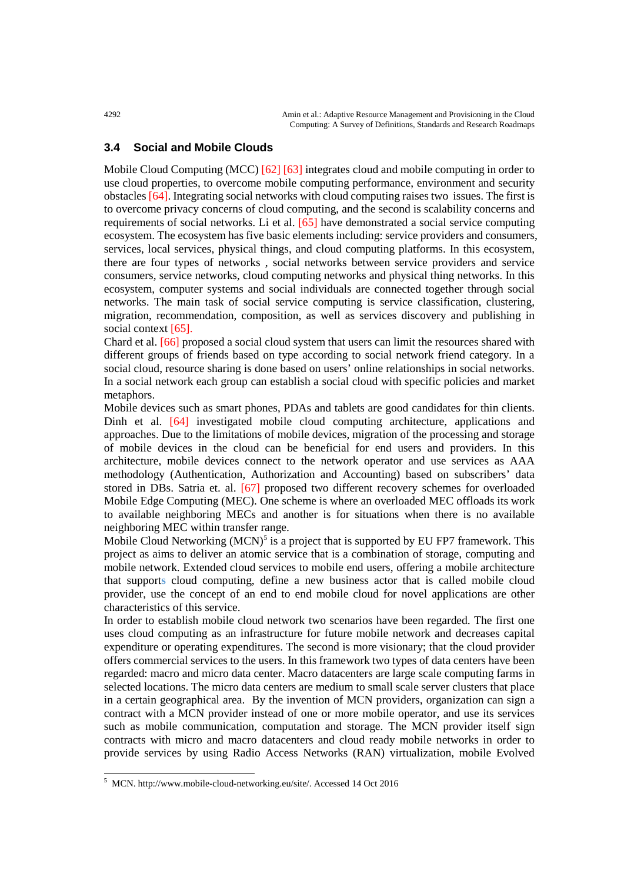### 3.4 Social and Mobile Clouds

Mobile Cloud Computing (MCC) [62] [63] integrates cloud and mobile computing in order to use cloud properties, to overcome mobile computing performance, environment and security obstacles [64]. Integrating social networks with cloud computing raises two issues. The first is to overcome privacy concerns of cloud computing, and the second is scalability concerns and requirements of social networks. Li et al. [65] have demonstrated a social service computing ecosystem. The ecosystem has five basic elements including: service providers and consumers, services, local services, physical things, and cloud computing platforms. In this ecosystem, there are four types of networks , social networks between service providers and service consumers, service networks, cloud computing networks and physical thing networks. In this ecosystem, computer systems and social individuals are connected together through social networks. The main task of social service computing is service classification, clustering, migration, recommendation, composition, as well as services discovery and publishing in social context [65].

Chard et al. [66] proposed a social cloud system that users can limit the resources shared with different groups of friends based on type according to social network friend category. In a social cloud, resource sharing is done based on users' online relationships in social networks. In a social network each group can establish a social cloud with specific policies and market metaphors.

Mobile devices such as smart phones, PDAs and tablets are good candidates for thin clients. Dinh et al. [64] investigated mobile cloud computing architecture, applications and approaches. Due to the limitations of mobile devices, migration of the processing and storage of mobile devices in the cloud can be beneficial for end users and providers. In this architecture, mobile devices connect to the network operator and use services as AAA methodology (Authentication, Authorization and Accounting) based on subscribers' data stored in DBs. Satria et. al. [67] proposed two different recovery schemes for overloaded Mobile Edge Computing (MEC). One scheme is where an overloaded MEC offloads its work to available neighboring MECs and another is for situations when there is no available neighboring MEC within transfer range.

Mobile Cloud Networking (MCN)[5] is a project that is supported by EU FP7 framework. This project as aims to deliver an atomic service that is a combination of storage, computing and mobile network. Extended cloud services to mobile end users, offering a mobile architecture that supports cloud computing, define a new business actor that is called mobile cloud provider, use the concept of an end to end mobile cloud for novel applications are other characteristics of this service.

In order to establish mobile cloud network two scenarios have been regarded. The first one uses cloud computing as an infrastructure for future mobile network and decreases capital expenditure or operating expenditures. The second is more visionary; that the cloud provider offers commercial services to the users. In this framework two types of data centers have been regarded: macro and micro data center. Macro datacenters are large scale computing farms in selected locations. The micro data centers are medium to small scale server clusters that place in a certain geographical area. By the invention of MCN providers, organization can sign a contract with a MCN provider instead of one or more mobile operator, and use its services such as mobile communication, computation and storage. The MCN provider itself sign contracts with micro and macro datacenters and cloud ready mobile networks in order to provide services by using Radio Access Networks (RAN) virtualization, mobile Evolved

[5] MCN. http://www.mobile-cloud-networking.eu/site/. Accessed 14 Oct 2016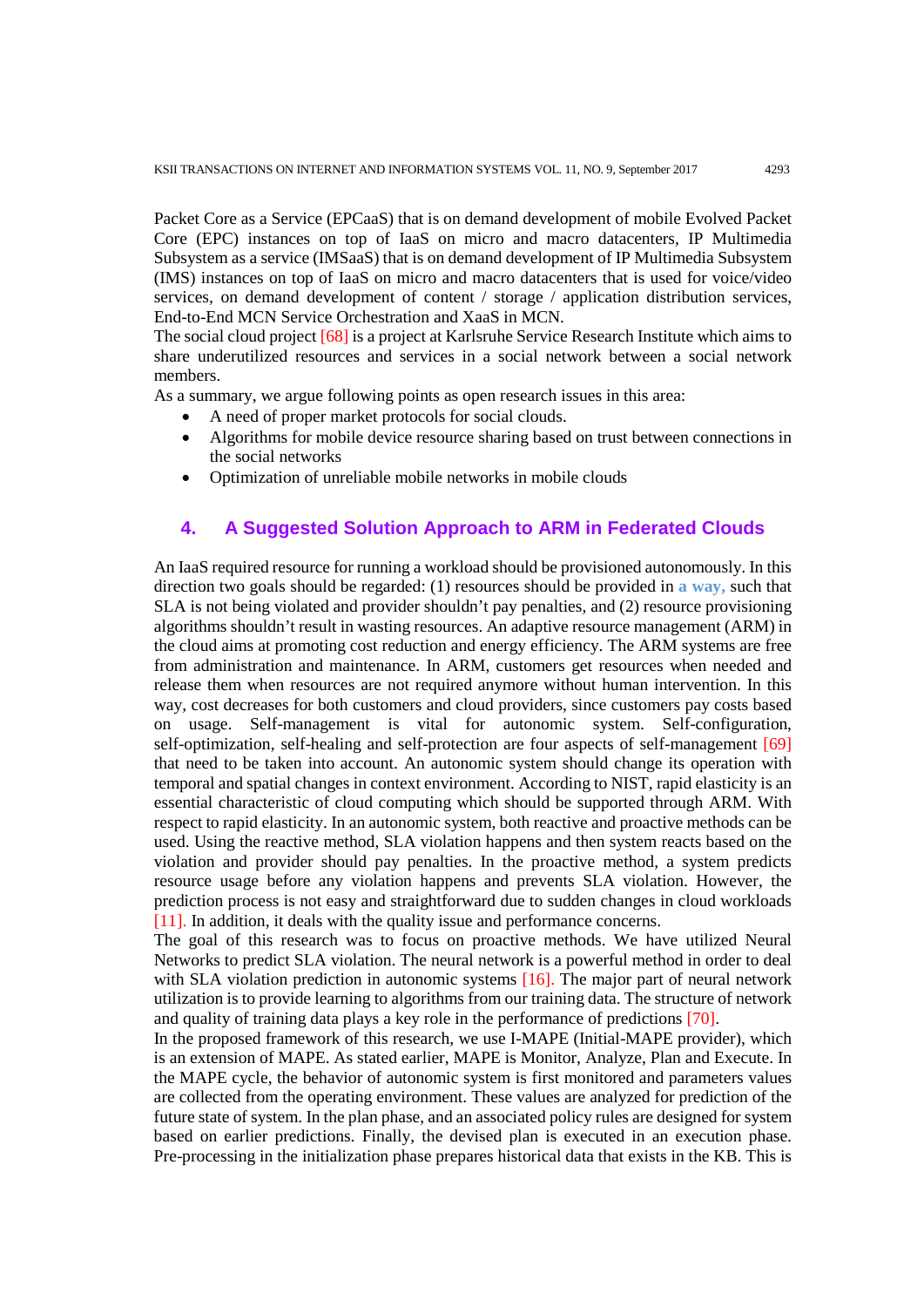Packet Core as a Service (EPCaaS) that is on demand development of mobile Evolved Packet Core (EPC) instances on top of IaaS on micro and macro datacenters, IP Multimedia Subsystem as a service (IMSaaS) that is on demand development of IP Multimedia Subsystem (IMS) instances on top of IaaS on micro and macro datacenters that is used for voice/video services, on demand development of content / storage / application distribution services, End-to-End MCN Service Orchestration and XaaS in MCN.

The social cloud project [68] is a project at Karlsruhe Service Research Institute which aims to share underutilized resources and services in a social network between a social network members.

As a summary, we argue following points as open research issues in this area:

- A need of proper market protocols for social clouds.
- Algorithms for mobile device resource sharing based on trust between connections in the social networks
- Optimization of unreliable mobile networks in mobile clouds

## 4. A Suggested Solution Approach to ARM in Federated Clouds

An IaaS required resource for running a workload should be provisioned autonomously. In this direction two goals should be regarded: (1) resources should be provided in **a way,** such that SLA is not being violated and provider shouldn't pay penalties, and (2) resource provisioning algorithms shouldn't result in wasting resources. An adaptive resource management (ARM) in the cloud aims at promoting cost reduction and energy efficiency. The ARM systems are free from administration and maintenance. In ARM, customers get resources when needed and release them when resources are not required anymore without human intervention. In this way, cost decreases for both customers and cloud providers, since customers pay costs based on usage. Self-management is vital for autonomic system. Self-configuration, self-optimization, self-healing and self-protection are four aspects of self-management [69] that need to be taken into account. An autonomic system should change its operation with temporal and spatial changes in context environment. According to NIST, rapid elasticity is an essential characteristic of cloud computing which should be supported through ARM. With respect to rapid elasticity. In an autonomic system, both reactive and proactive methods can be used. Using the reactive method, SLA violation happens and then system reacts based on the violation and provider should pay penalties. In the proactive method, a system predicts resource usage before any violation happens and prevents SLA violation. However, the prediction process is not easy and straightforward due to sudden changes in cloud workloads [11]. In addition, it deals with the quality issue and performance concerns.

The goal of this research was to focus on proactive methods. We have utilized Neural Networks to predict SLA violation. The neural network is a powerful method in order to deal with SLA violation prediction in autonomic systems [16]. The major part of neural network utilization is to provide learning to algorithms from our training data. The structure of network and quality of training data plays a key role in the performance of predictions [70].

In the proposed framework of this research, we use I-MAPE (Initial-MAPE provider), which is an extension of MAPE. As stated earlier, MAPE is Monitor, Analyze, Plan and Execute. In the MAPE cycle, the behavior of autonomic system is first monitored and parameters values are collected from the operating environment. These values are analyzed for prediction of the future state of system. In the plan phase, and an associated policy rules are designed for system based on earlier predictions. Finally, the devised plan is executed in an execution phase. Pre-processing in the initialization phase prepares historical data that exists in the KB. This is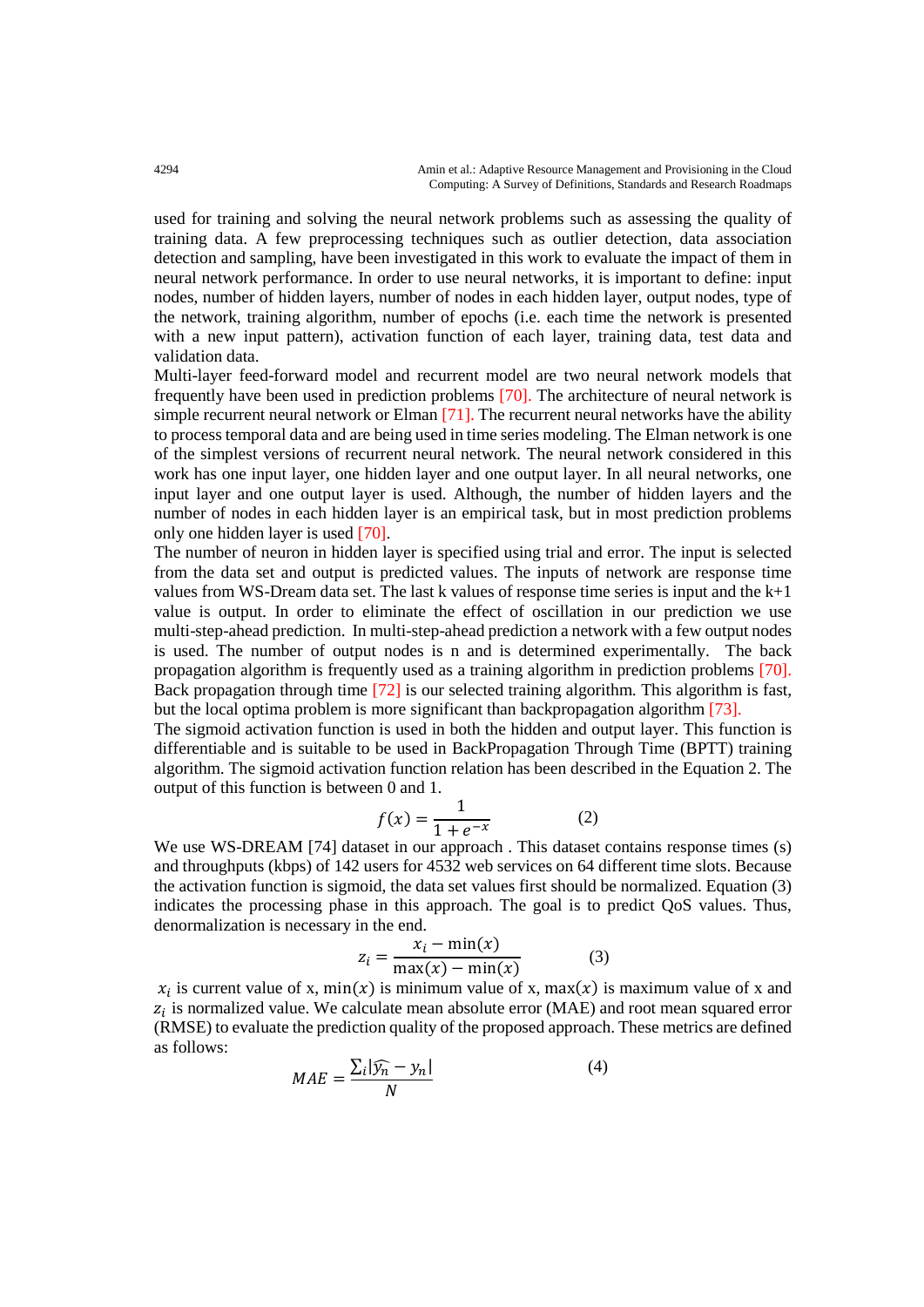used for training and solving the neural network problems such as assessing the quality of training data. A few preprocessing techniques such as outlier detection, data association detection and sampling, have been investigated in this work to evaluate the impact of them in neural network performance. In order to use neural networks, it is important to define: input nodes, number of hidden layers, number of nodes in each hidden layer, output nodes, type of the network, training algorithm, number of epochs (i.e. each time the network is presented with a new input pattern), activation function of each layer, training data, test data and validation data.

Multi-layer feed-forward model and recurrent model are two neural network models that frequently have been used in prediction problems [70]. The architecture of neural network is simple recurrent neural network or Elman [71]. The recurrent neural networks have the ability to process temporal data and are being used in time series modeling. The Elman network is one of the simplest versions of recurrent neural network. The neural network considered in this work has one input layer, one hidden layer and one output layer. In all neural networks, one input layer and one output layer is used. Although, the number of hidden layers and the number of nodes in each hidden layer is an empirical task, but in most prediction problems only one hidden layer is used [70].

The number of neuron in hidden layer is specified using trial and error. The input is selected from the data set and output is predicted values. The inputs of network are response time values from WS-Dream data set. The last k values of response time series is input and the k+1 value is output. In order to eliminate the effect of oscillation in our prediction we use multi-step-ahead prediction. In multi-step-ahead prediction a network with a few output nodes is used. The number of output nodes is n and is determined experimentally. The back propagation algorithm is frequently used as a training algorithm in prediction problems [70]. Back propagation through time [72] is our selected training algorithm. This algorithm is fast, but the local optima problem is more significant than backpropagation algorithm [73].

The sigmoid activation function is used in both the hidden and output layer. This function is differentiable and is suitable to be used in BackPropagation Through Time (BPTT) training algorithm. The sigmoid activation function relation has been described in the Equation 2. The output of this function is between 0 and 1.

$$f(x) = \frac{1}{1 + e^{-x}} \qquad (2)$$

We use WS-DREAM [74] dataset in our approach . This dataset contains response times (s) and throughputs (kbps) of 142 users for 4532 web services on 64 different time slots. Because the activation function is sigmoid, the data set values first should be normalized. Equation (3) indicates the processing phase in this approach. The goal is to predict QoS values. Thus, denormalization is necessary in the end.

$$z_i = \frac{x_i - \min(x)}{\max(x) - \min(x)} \qquad (3)$$

$x_i$ is current value of x, $\min(x)$ is minimum value of x, $\max(x)$ is maximum value of x and $z_i$ is normalized value. We calculate mean absolute error (MAE) and root mean squared error (RMSE) to evaluate the prediction quality of the proposed approach. These metrics are defined as follows:

$$MAE = \frac{\sum_i |\widehat{y_n} - y_n|}{N} \qquad (4)$$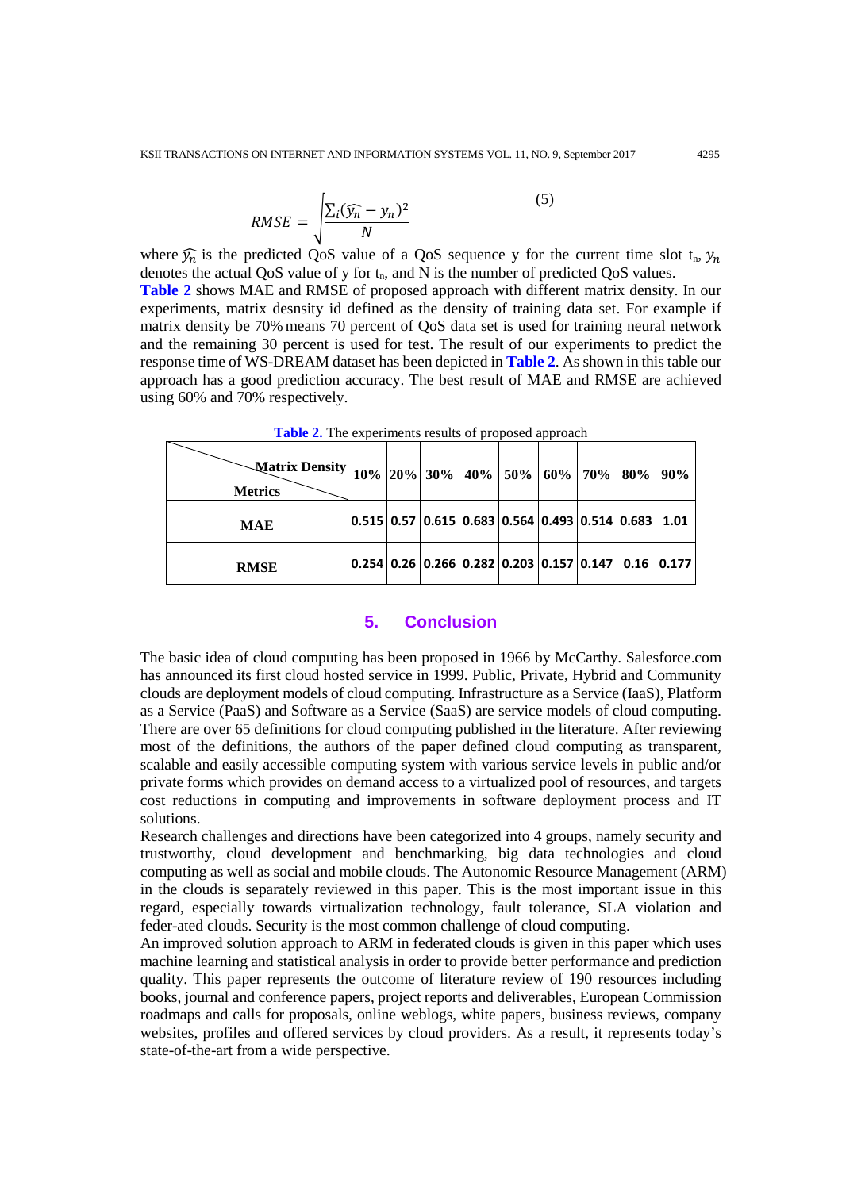$$RMSE = \sqrt{\frac{\sum_i (\widehat{y_n} - y_n)^2}{N}} \quad (5)$$

where $\widehat{y_n}$ is the predicted QoS value of a QoS sequence y for the current time slot $t_n$, $y_n$ denotes the actual QoS value of y for $t_n$, and N is the number of predicted QoS values.

**Table 2** shows MAE and RMSE of proposed approach with different matrix density. In our experiments, matrix desnsity id defined as the density of training data set. For example if matrix density be 70% means 70 percent of QoS data set is used for training neural network and the remaining 30 percent is used for test. The result of our experiments to predict the response time of WS-DREAM dataset has been depicted in **Table 2**. As shown in this table our approach has a good prediction accuracy. The best result of MAE and RMSE are achieved using 60% and 70% respectively.

**Table 2.** The experiments results of proposed approach

| Metrics \ Matrix Density | 10% | 20% | 30% | 40% | 50% | 60% | 70% | 80% | 90% |
|---|---|---|---|---|---|---|---|---|---|
| MAE | 0.515 | 0.57 | 0.615 | 0.683 | 0.564 | 0.493 | 0.514 | 0.683 | 1.01 |
| RMSE | 0.254 | 0.26 | 0.266 | 0.282 | 0.203 | 0.157 | 0.147 | 0.16 | 0.177 |

## 5. Conclusion

The basic idea of cloud computing has been proposed in 1966 by McCarthy. Salesforce.com has announced its first cloud hosted service in 1999. Public, Private, Hybrid and Community clouds are deployment models of cloud computing. Infrastructure as a Service (IaaS), Platform as a Service (PaaS) and Software as a Service (SaaS) are service models of cloud computing. There are over 65 definitions for cloud computing published in the literature. After reviewing most of the definitions, the authors of the paper defined cloud computing as transparent, scalable and easily accessible computing system with various service levels in public and/or private forms which provides on demand access to a virtualized pool of resources, and targets cost reductions in computing and improvements in software deployment process and IT solutions.

Research challenges and directions have been categorized into 4 groups, namely security and trustworthy, cloud development and benchmarking, big data technologies and cloud computing as well as social and mobile clouds. The Autonomic Resource Management (ARM) in the clouds is separately reviewed in this paper. This is the most important issue in this regard, especially towards virtualization technology, fault tolerance, SLA violation and feder-ated clouds. Security is the most common challenge of cloud computing.

An improved solution approach to ARM in federated clouds is given in this paper which uses machine learning and statistical analysis in order to provide better performance and prediction quality. This paper represents the outcome of literature review of 190 resources including books, journal and conference papers, project reports and deliverables, European Commission roadmaps and calls for proposals, online weblogs, white papers, business reviews, company websites, profiles and offered services by cloud providers. As a result, it represents today's state-of-the-art from a wide perspective.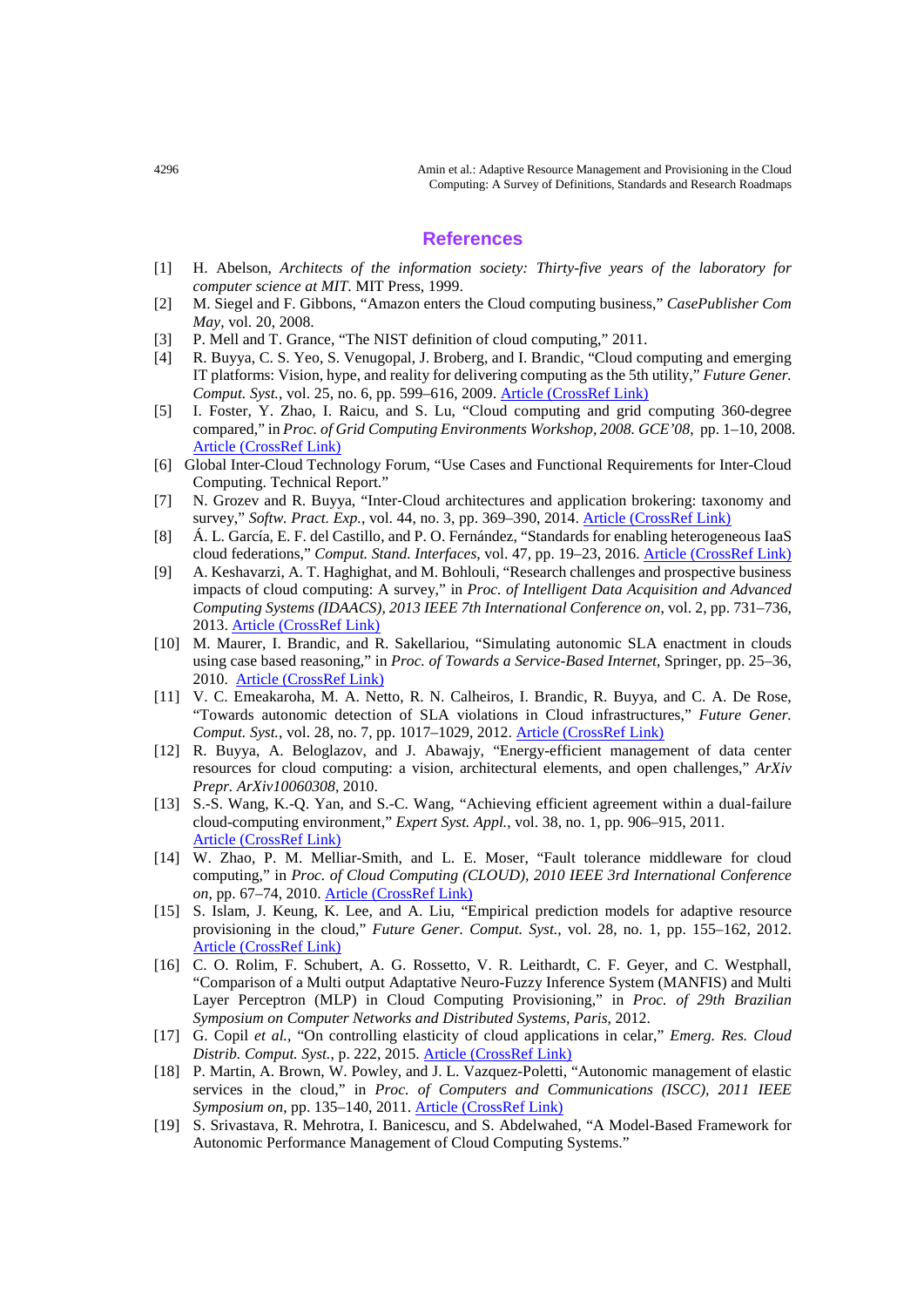## References

[1] H. Abelson, *Architects of the information society: Thirty-five years of the laboratory for computer science at MIT*. MIT Press, 1999.

[2] M. Siegel and F. Gibbons, "Amazon enters the Cloud computing business," *CasePublisher Com May*, vol. 20, 2008.

[3] P. Mell and T. Grance, "The NIST definition of cloud computing," 2011.

[4] R. Buyya, C. S. Yeo, S. Venugopal, J. Broberg, and I. Brandic, "Cloud computing and emerging IT platforms: Vision, hype, and reality for delivering computing as the 5th utility," *Future Gener. Comput. Syst.*, vol. 25, no. 6, pp. 599–616, 2009. Article (CrossRef Link)

[5] I. Foster, Y. Zhao, I. Raicu, and S. Lu, "Cloud computing and grid computing 360-degree compared," in *Proc. of Grid Computing Environments Workshop, 2008. GCE'08*, pp. 1–10, 2008. Article (CrossRef Link)

[6] Global Inter-Cloud Technology Forum, "Use Cases and Functional Requirements for Inter-Cloud Computing. Technical Report."

[7] N. Grozev and R. Buyya, "Inter-Cloud architectures and application brokering: taxonomy and survey," *Softw. Pract. Exp.*, vol. 44, no. 3, pp. 369–390, 2014. Article (CrossRef Link)

[8] Á. L. García, E. F. del Castillo, and P. O. Fernández, "Standards for enabling heterogeneous IaaS cloud federations," *Comput. Stand. Interfaces*, vol. 47, pp. 19–23, 2016. Article (CrossRef Link)

[9] A. Keshavarzi, A. T. Haghighat, and M. Bohlouli, "Research challenges and prospective business impacts of cloud computing: A survey," in *Proc. of Intelligent Data Acquisition and Advanced Computing Systems (IDAACS), 2013 IEEE 7th International Conference on*, vol. 2, pp. 731–736, 2013. Article (CrossRef Link)

[10] M. Maurer, I. Brandic, and R. Sakellariou, "Simulating autonomic SLA enactment in clouds using case based reasoning," in *Proc. of Towards a Service-Based Internet*, Springer, pp. 25–36, 2010. Article (CrossRef Link)

[11] V. C. Emeakaroha, M. A. Netto, R. N. Calheiros, I. Brandic, R. Buyya, and C. A. De Rose, "Towards autonomic detection of SLA violations in Cloud infrastructures," *Future Gener. Comput. Syst.*, vol. 28, no. 7, pp. 1017–1029, 2012. Article (CrossRef Link)

[12] R. Buyya, A. Beloglazov, and J. Abawajy, "Energy-efficient management of data center resources for cloud computing: a vision, architectural elements, and open challenges," *ArXiv Prepr. ArXiv10060308*, 2010.

[13] S.-S. Wang, K.-Q. Yan, and S.-C. Wang, "Achieving efficient agreement within a dual-failure cloud-computing environment," *Expert Syst. Appl.*, vol. 38, no. 1, pp. 906–915, 2011. Article (CrossRef Link)

[14] W. Zhao, P. M. Melliar-Smith, and L. E. Moser, "Fault tolerance middleware for cloud computing," in *Proc. of Cloud Computing (CLOUD), 2010 IEEE 3rd International Conference on*, pp. 67–74, 2010. Article (CrossRef Link)

[15] S. Islam, J. Keung, K. Lee, and A. Liu, "Empirical prediction models for adaptive resource provisioning in the cloud," *Future Gener. Comput. Syst.*, vol. 28, no. 1, pp. 155–162, 2012. Article (CrossRef Link)

[16] C. O. Rolim, F. Schubert, A. G. Rossetto, V. R. Leithardt, C. F. Geyer, and C. Westphall, "Comparison of a Multi output Adaptative Neuro-Fuzzy Inference System (MANFIS) and Multi Layer Perceptron (MLP) in Cloud Computing Provisioning," in *Proc. of 29th Brazilian Symposium on Computer Networks and Distributed Systems, Paris*, 2012.

[17] G. Copil *et al.*, "On controlling elasticity of cloud applications in celar," *Emerg. Res. Cloud Distrib. Comput. Syst.*, p. 222, 2015. Article (CrossRef Link)

[18] P. Martin, A. Brown, W. Powley, and J. L. Vazquez-Poletti, "Autonomic management of elastic services in the cloud," in *Proc. of Computers and Communications (ISCC), 2011 IEEE Symposium on*, pp. 135–140, 2011. Article (CrossRef Link)

[19] S. Srivastava, R. Mehrotra, I. Banicescu, and S. Abdelwahed, "A Model-Based Framework for Autonomic Performance Management of Cloud Computing Systems."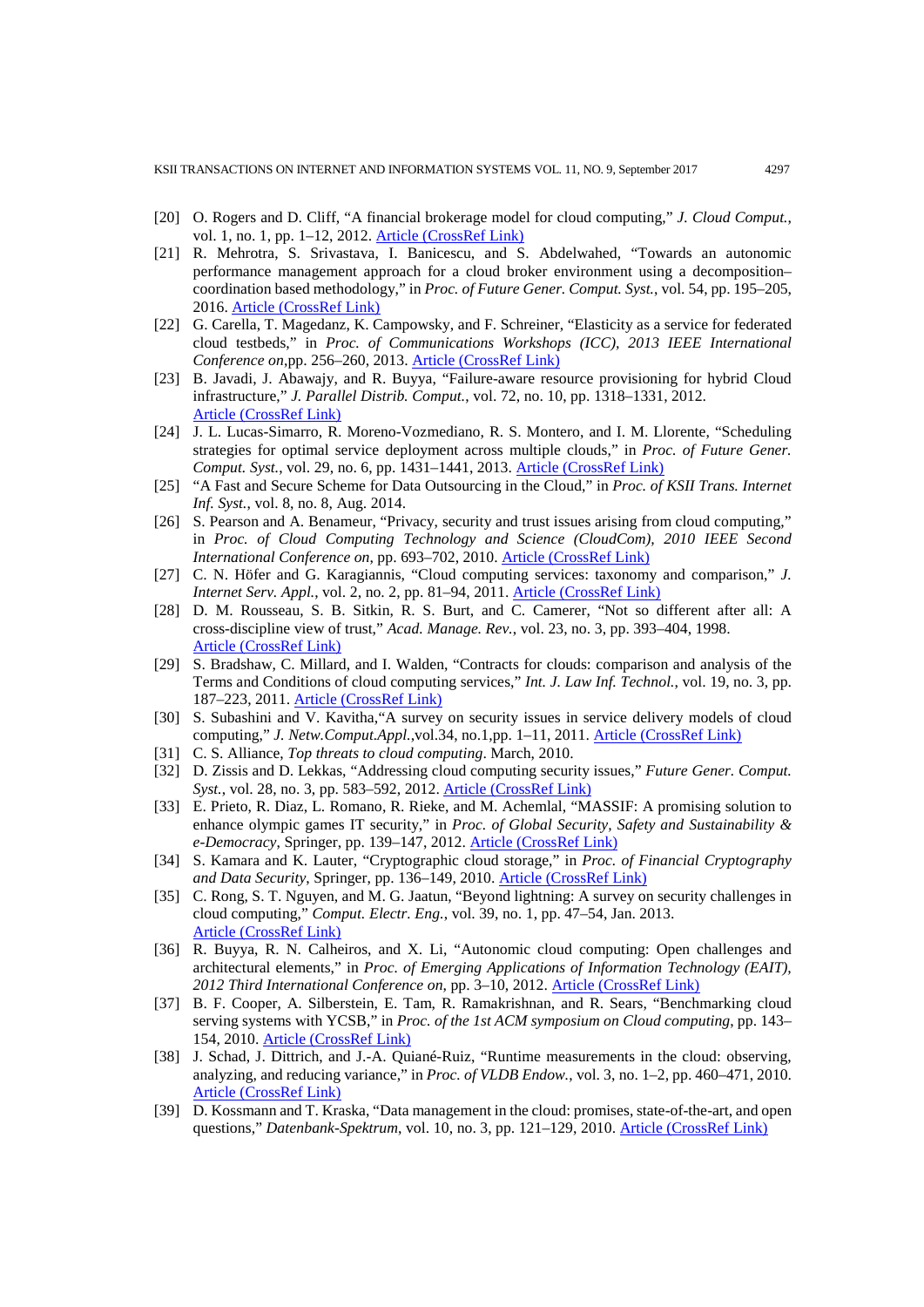[20] O. Rogers and D. Cliff, "A financial brokerage model for cloud computing," *J. Cloud Comput.*, vol. 1, no. 1, pp. 1–12, 2012. Article (CrossRef Link)

[21] R. Mehrotra, S. Srivastava, I. Banicescu, and S. Abdelwahed, "Towards an autonomic performance management approach for a cloud broker environment using a decomposition–coordination based methodology," in *Proc. of Future Gener. Comput. Syst.*, vol. 54, pp. 195–205, 2016. Article (CrossRef Link)

[22] G. Carella, T. Magedanz, K. Campowsky, and F. Schreiner, "Elasticity as a service for federated cloud testbeds," in *Proc. of Communications Workshops (ICC), 2013 IEEE International Conference on*,pp. 256–260, 2013. Article (CrossRef Link)

[23] B. Javadi, J. Abawajy, and R. Buyya, "Failure-aware resource provisioning for hybrid Cloud infrastructure," *J. Parallel Distrib. Comput.*, vol. 72, no. 10, pp. 1318–1331, 2012. Article (CrossRef Link)

[24] J. L. Lucas-Simarro, R. Moreno-Vozmediano, R. S. Montero, and I. M. Llorente, "Scheduling strategies for optimal service deployment across multiple clouds," in *Proc. of Future Gener. Comput. Syst.*, vol. 29, no. 6, pp. 1431–1441, 2013. Article (CrossRef Link)

[25] "A Fast and Secure Scheme for Data Outsourcing in the Cloud," in *Proc. of KSII Trans. Internet Inf. Syst.*, vol. 8, no. 8, Aug. 2014.

[26] S. Pearson and A. Benameur, "Privacy, security and trust issues arising from cloud computing," in *Proc. of Cloud Computing Technology and Science (CloudCom), 2010 IEEE Second International Conference on*, pp. 693–702, 2010. Article (CrossRef Link)

[27] C. N. Höfer and G. Karagiannis, "Cloud computing services: taxonomy and comparison," *J. Internet Serv. Appl.*, vol. 2, no. 2, pp. 81–94, 2011. Article (CrossRef Link)

[28] D. M. Rousseau, S. B. Sitkin, R. S. Burt, and C. Camerer, "Not so different after all: A cross-discipline view of trust," *Acad. Manage. Rev.*, vol. 23, no. 3, pp. 393–404, 1998. Article (CrossRef Link)

[29] S. Bradshaw, C. Millard, and I. Walden, "Contracts for clouds: comparison and analysis of the Terms and Conditions of cloud computing services," *Int. J. Law Inf. Technol.*, vol. 19, no. 3, pp. 187–223, 2011. Article (CrossRef Link)

[30] S. Subashini and V. Kavitha,"A survey on security issues in service delivery models of cloud computing," *J. Netw.Comput.Appl.*,vol.34, no.1,pp. 1–11, 2011. Article (CrossRef Link)

[31] C. S. Alliance, *Top threats to cloud computing*. March, 2010.

[32] D. Zissis and D. Lekkas, "Addressing cloud computing security issues," *Future Gener. Comput. Syst.*, vol. 28, no. 3, pp. 583–592, 2012. Article (CrossRef Link)

[33] E. Prieto, R. Diaz, L. Romano, R. Rieke, and M. Achemlal, "MASSIF: A promising solution to enhance olympic games IT security," in *Proc. of Global Security, Safety and Sustainability & e-Democracy*, Springer, pp. 139–147, 2012. Article (CrossRef Link)

[34] S. Kamara and K. Lauter, "Cryptographic cloud storage," in *Proc. of Financial Cryptography and Data Security*, Springer, pp. 136–149, 2010. Article (CrossRef Link)

[35] C. Rong, S. T. Nguyen, and M. G. Jaatun, "Beyond lightning: A survey on security challenges in cloud computing," *Comput. Electr. Eng.*, vol. 39, no. 1, pp. 47–54, Jan. 2013. Article (CrossRef Link)

[36] R. Buyya, R. N. Calheiros, and X. Li, "Autonomic cloud computing: Open challenges and architectural elements," in *Proc. of Emerging Applications of Information Technology (EAIT), 2012 Third International Conference on*, pp. 3–10, 2012. Article (CrossRef Link)

[37] B. F. Cooper, A. Silberstein, E. Tam, R. Ramakrishnan, and R. Sears, "Benchmarking cloud serving systems with YCSB," in *Proc. of the 1st ACM symposium on Cloud computing*, pp. 143–154, 2010. Article (CrossRef Link)

[38] J. Schad, J. Dittrich, and J.-A. Quiané-Ruiz, "Runtime measurements in the cloud: observing, analyzing, and reducing variance," in *Proc. of VLDB Endow.*, vol. 3, no. 1–2, pp. 460–471, 2010. Article (CrossRef Link)

[39] D. Kossmann and T. Kraska, "Data management in the cloud: promises, state-of-the-art, and open questions," *Datenbank-Spektrum*, vol. 10, no. 3, pp. 121–129, 2010. Article (CrossRef Link)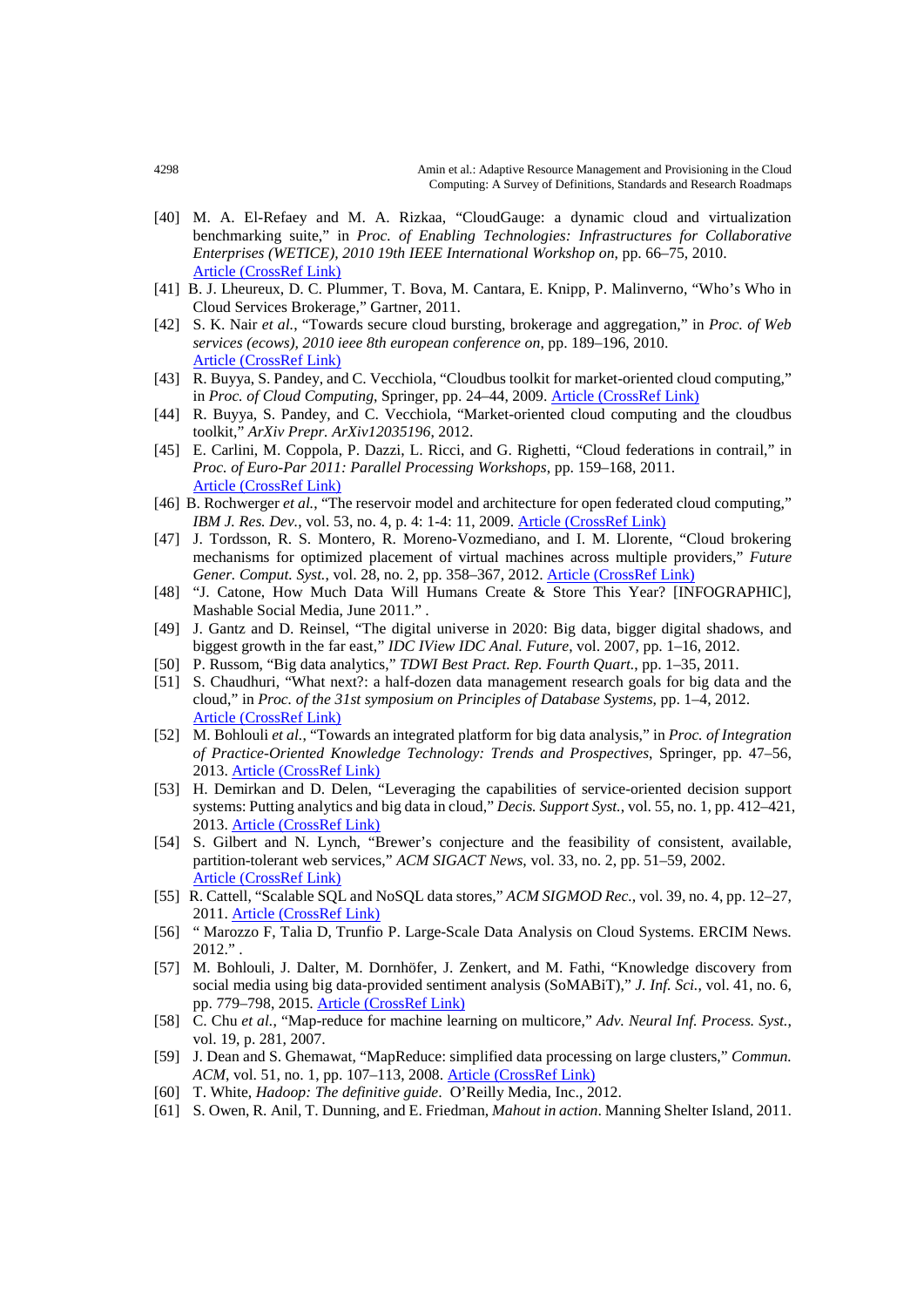[40] M. A. El-Refaey and M. A. Rizkaa, "CloudGauge: a dynamic cloud and virtualization benchmarking suite," in *Proc. of Enabling Technologies: Infrastructures for Collaborative Enterprises (WETICE), 2010 19th IEEE International Workshop on*, pp. 66–75, 2010. Article (CrossRef Link)

[41] B. J. Lheureux, D. C. Plummer, T. Bova, M. Cantara, E. Knipp, P. Malinverno, "Who's Who in Cloud Services Brokerage," Gartner, 2011.

[42] S. K. Nair *et al.*, "Towards secure cloud bursting, brokerage and aggregation," in *Proc. of Web services (ecows), 2010 ieee 8th european conference on*, pp. 189–196, 2010. Article (CrossRef Link)

[43] R. Buyya, S. Pandey, and C. Vecchiola, "Cloudbus toolkit for market-oriented cloud computing," in *Proc. of Cloud Computing*, Springer, pp. 24–44, 2009. Article (CrossRef Link)

[44] R. Buyya, S. Pandey, and C. Vecchiola, "Market-oriented cloud computing and the cloudbus toolkit," *ArXiv Prepr. ArXiv12035196*, 2012.

[45] E. Carlini, M. Coppola, P. Dazzi, L. Ricci, and G. Righetti, "Cloud federations in contrail," in *Proc. of Euro-Par 2011: Parallel Processing Workshops*, pp. 159–168, 2011. Article (CrossRef Link)

[46] B. Rochwerger *et al.*, "The reservoir model and architecture for open federated cloud computing," *IBM J. Res. Dev.*, vol. 53, no. 4, p. 4: 1-4: 11, 2009. Article (CrossRef Link)

[47] J. Tordsson, R. S. Montero, R. Moreno-Vozmediano, and I. M. Llorente, "Cloud brokering mechanisms for optimized placement of virtual machines across multiple providers," *Future Gener. Comput. Syst.*, vol. 28, no. 2, pp. 358–367, 2012. Article (CrossRef Link)

[48] "J. Catone, How Much Data Will Humans Create & Store This Year? [INFOGRAPHIC], Mashable Social Media, June 2011." .

[49] J. Gantz and D. Reinsel, "The digital universe in 2020: Big data, bigger digital shadows, and biggest growth in the far east," *IDC IView IDC Anal. Future*, vol. 2007, pp. 1–16, 2012.

[50] P. Russom, "Big data analytics," *TDWI Best Pract. Rep. Fourth Quart.*, pp. 1–35, 2011.

[51] S. Chaudhuri, "What next?: a half-dozen data management research goals for big data and the cloud," in *Proc. of the 31st symposium on Principles of Database Systems*, pp. 1–4, 2012. Article (CrossRef Link)

[52] M. Bohlouli *et al.*, "Towards an integrated platform for big data analysis," in *Proc. of Integration of Practice-Oriented Knowledge Technology: Trends and Prospectives*, Springer, pp. 47–56, 2013. Article (CrossRef Link)

[53] H. Demirkan and D. Delen, "Leveraging the capabilities of service-oriented decision support systems: Putting analytics and big data in cloud," *Decis. Support Syst.*, vol. 55, no. 1, pp. 412–421, 2013. Article (CrossRef Link)

[54] S. Gilbert and N. Lynch, "Brewer's conjecture and the feasibility of consistent, available, partition-tolerant web services," *ACM SIGACT News*, vol. 33, no. 2, pp. 51–59, 2002. Article (CrossRef Link)

[55] R. Cattell, "Scalable SQL and NoSQL data stores," *ACM SIGMOD Rec.*, vol. 39, no. 4, pp. 12–27, 2011. Article (CrossRef Link)

[56] " Marozzo F, Talia D, Trunfio P. Large-Scale Data Analysis on Cloud Systems. ERCIM News. 2012." .

[57] M. Bohlouli, J. Dalter, M. Dornhöfer, J. Zenkert, and M. Fathi, "Knowledge discovery from social media using big data-provided sentiment analysis (SoMABiT)," *J. Inf. Sci.*, vol. 41, no. 6, pp. 779–798, 2015. Article (CrossRef Link)

[58] C. Chu *et al.*, "Map-reduce for machine learning on multicore," *Adv. Neural Inf. Process. Syst.*, vol. 19, p. 281, 2007.

[59] J. Dean and S. Ghemawat, "MapReduce: simplified data processing on large clusters," *Commun. ACM*, vol. 51, no. 1, pp. 107–113, 2008. Article (CrossRef Link)

[60] T. White, *Hadoop: The definitive guide*. O'Reilly Media, Inc., 2012.

[61] S. Owen, R. Anil, T. Dunning, and E. Friedman, *Mahout in action*. Manning Shelter Island, 2011.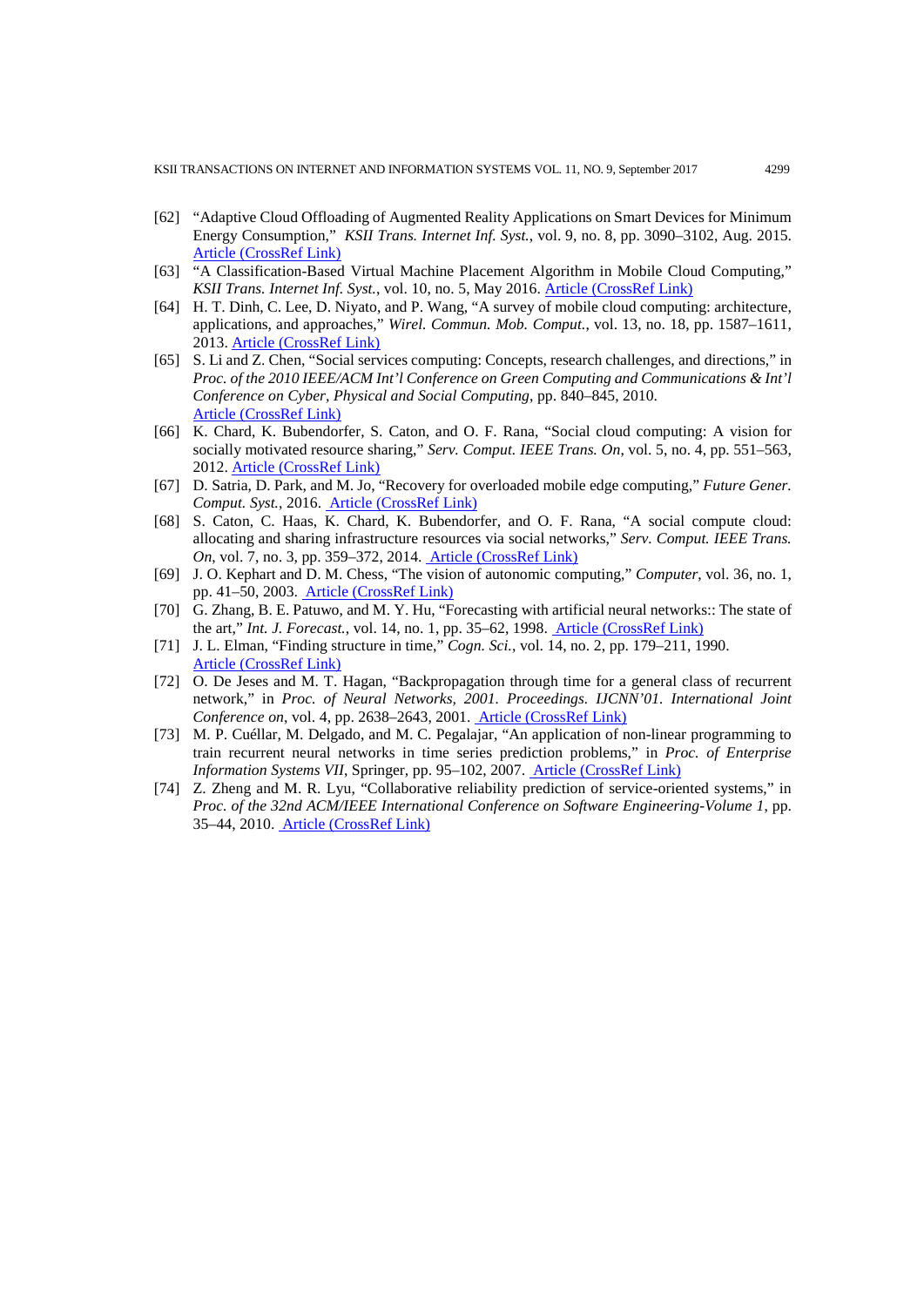[62] "Adaptive Cloud Offloading of Augmented Reality Applications on Smart Devices for Minimum Energy Consumption," *KSII Trans. Internet Inf. Syst.*, vol. 9, no. 8, pp. 3090–3102, Aug. 2015. Article (CrossRef Link)

[63] "A Classification-Based Virtual Machine Placement Algorithm in Mobile Cloud Computing," *KSII Trans. Internet Inf. Syst.*, vol. 10, no. 5, May 2016. Article (CrossRef Link)

[64] H. T. Dinh, C. Lee, D. Niyato, and P. Wang, "A survey of mobile cloud computing: architecture, applications, and approaches," *Wirel. Commun. Mob. Comput.*, vol. 13, no. 18, pp. 1587–1611, 2013. Article (CrossRef Link)

[65] S. Li and Z. Chen, "Social services computing: Concepts, research challenges, and directions," in *Proc. of the 2010 IEEE/ACM Int'l Conference on Green Computing and Communications & Int'l Conference on Cyber, Physical and Social Computing*, pp. 840–845, 2010. Article (CrossRef Link)

[66] K. Chard, K. Bubendorfer, S. Caton, and O. F. Rana, "Social cloud computing: A vision for socially motivated resource sharing," *Serv. Comput. IEEE Trans. On*, vol. 5, no. 4, pp. 551–563, 2012. Article (CrossRef Link)

[67] D. Satria, D. Park, and M. Jo, "Recovery for overloaded mobile edge computing," *Future Gener. Comput. Syst.*, 2016. Article (CrossRef Link)

[68] S. Caton, C. Haas, K. Chard, K. Bubendorfer, and O. F. Rana, "A social compute cloud: allocating and sharing infrastructure resources via social networks," *Serv. Comput. IEEE Trans. On*, vol. 7, no. 3, pp. 359–372, 2014. Article (CrossRef Link)

[69] J. O. Kephart and D. M. Chess, "The vision of autonomic computing," *Computer*, vol. 36, no. 1, pp. 41–50, 2003. Article (CrossRef Link)

[70] G. Zhang, B. E. Patuwo, and M. Y. Hu, "Forecasting with artificial neural networks:: The state of the art," *Int. J. Forecast.*, vol. 14, no. 1, pp. 35–62, 1998. Article (CrossRef Link)

[71] J. L. Elman, "Finding structure in time," *Cogn. Sci.*, vol. 14, no. 2, pp. 179–211, 1990. Article (CrossRef Link)

[72] O. De Jeses and M. T. Hagan, "Backpropagation through time for a general class of recurrent network," in *Proc. of Neural Networks, 2001. Proceedings. IJCNN'01. International Joint Conference on*, vol. 4, pp. 2638–2643, 2001. Article (CrossRef Link)

[73] M. P. Cuéllar, M. Delgado, and M. C. Pegalajar, "An application of non-linear programming to train recurrent neural networks in time series prediction problems," in *Proc. of Enterprise Information Systems VII*, Springer, pp. 95–102, 2007. Article (CrossRef Link)

[74] Z. Zheng and M. R. Lyu, "Collaborative reliability prediction of service-oriented systems," in *Proc. of the 32nd ACM/IEEE International Conference on Software Engineering-Volume 1*, pp. 35–44, 2010. Article (CrossRef Link)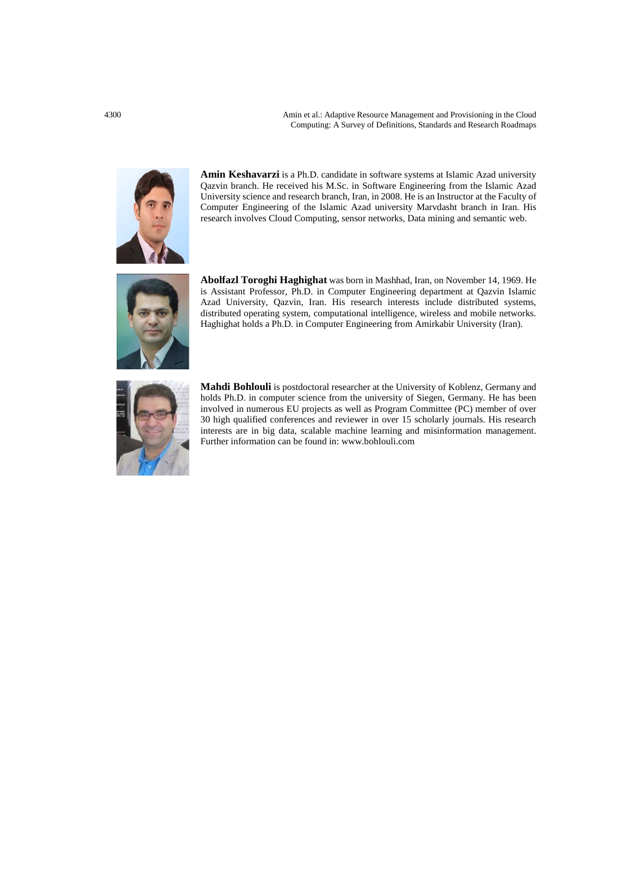**Amin Keshavarzi** is a Ph.D. candidate in software systems at Islamic Azad university Qazvin branch. He received his M.Sc. in Software Engineering from the Islamic Azad University science and research branch, Iran, in 2008. He is an Instructor at the Faculty of Computer Engineering of the Islamic Azad university Marvdasht branch in Iran. His research involves Cloud Computing, sensor networks, Data mining and semantic web.

**Abolfazl Toroghi Haghighat** was born in Mashhad, Iran, on November 14, 1969. He is Assistant Professor, Ph.D. in Computer Engineering department at Qazvin Islamic Azad University, Qazvin, Iran. His research interests include distributed systems, distributed operating system, computational intelligence, wireless and mobile networks. Haghighat holds a Ph.D. in Computer Engineering from Amirkabir University (Iran).

**Mahdi Bohlouli** is postdoctoral researcher at the University of Koblenz, Germany and holds Ph.D. in computer science from the university of Siegen, Germany. He has been involved in numerous EU projects as well as Program Committee (PC) member of over 30 high qualified conferences and reviewer in over 15 scholarly journals. His research interests are in big data, scalable machine learning and misinformation management. Further information can be found in: www.bohlouli.com